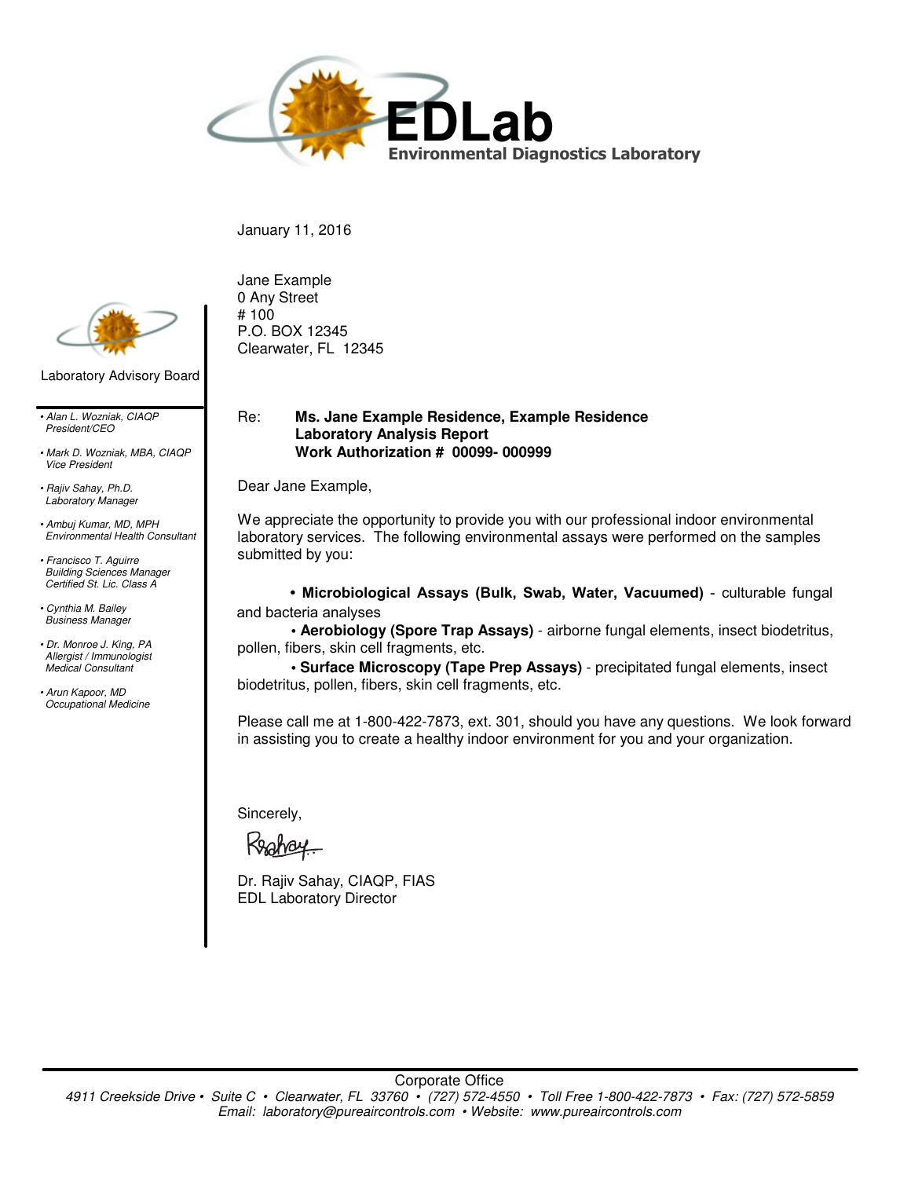# EDLab

**Environmental Diagnostics Laboratory**

Laboratory Advisory Board

- *Alan L. Wozniak, CIAQP*
  *President/CEO*
- *Mark D. Wozniak, MBA, CIAQP*
  *Vice President*
- *Rajiv Sahay, Ph.D.*
  *Laboratory Manager*
- *Ambuj Kumar, MD, MPH*
  *Environmental Health Consultant*
- *Francisco T. Aguirre*
  *Building Sciences Manager*
  *Certified St. Lic. Class A*
- *Cynthia M. Bailey*
  *Business Manager*
- *Dr. Monroe J. King, PA*
  *Allergist / Immunologist*
  *Medical Consultant*
- *Arun Kapoor, MD*
  *Occupational Medicine*

January 11, 2016

Jane Example
0 Any Street
# 100
P.O. BOX 12345
Clearwater, FL 12345

Re: **Ms. Jane Example Residence, Example Residence**
**Laboratory Analysis Report**
**Work Authorization # 00099- 000999**

Dear Jane Example,

We appreciate the opportunity to provide you with our professional indoor environmental laboratory services. The following environmental assays were performed on the samples submitted by you:

- **Microbiological Assays (Bulk, Swab, Water, Vacuumed)** - culturable fungal and bacteria analyses
- **Aerobiology (Spore Trap Assays)** - airborne fungal elements, insect biodetritus, pollen, fibers, skin cell fragments, etc.
- **Surface Microscopy (Tape Prep Assays)** - precipitated fungal elements, insect biodetritus, pollen, fibers, skin cell fragments, etc.

Please call me at 1-800-422-7873, ext. 301, should you have any questions. We look forward in assisting you to create a healthy indoor environment for you and your organization.

Sincerely,

Dr. Rajiv Sahay, CIAQP, FIAS
EDL Laboratory Director

Corporate Office
*4911 Creekside Drive • Suite C • Clearwater, FL 33760 • (727) 572-4550 • Toll Free 1-800-422-7873 • Fax: (727) 572-5859*
*Email: laboratory@pureaircontrols.com • Website: www.pureaircontrols.com*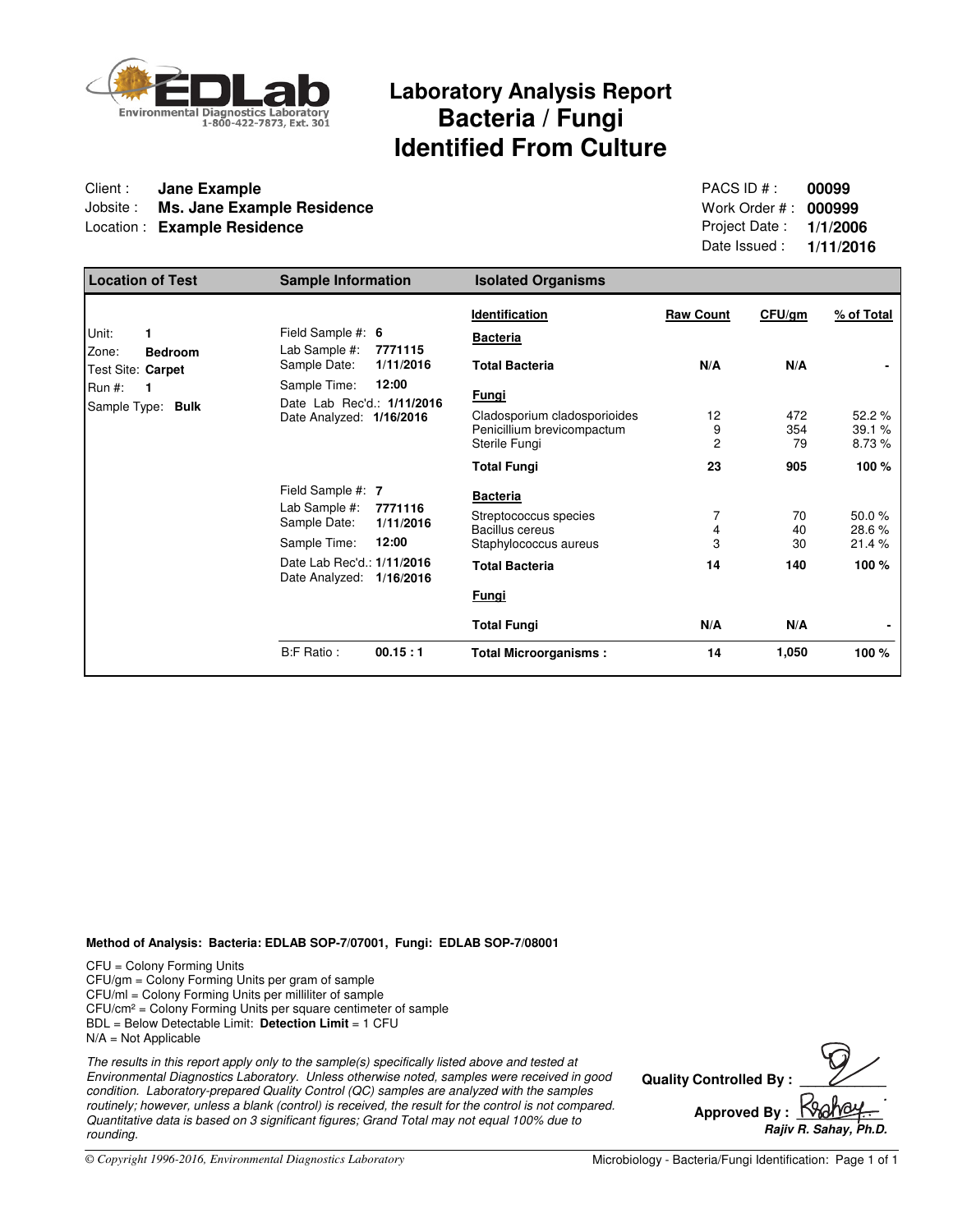Environmental Diagnostics Laboratory
1-800-422-7873, Ext. 301

# Laboratory Analysis Report
## Bacteria / Fungi
## Identified From Culture

Client : **Jane Example**
Jobsite : **Ms. Jane Example Residence**
Location : **Example Residence**

PACS ID # : **00099**
Work Order # : **000999**
Project Date : **1/1/2006**
Date Issued : **1/11/2016**

| Location of Test | Sample Information | Isolated Organisms | | | |
|---|---|---|---|---|---|
| | | **Identification** | **Raw Count** | **CFU/gm** | **% of Total** |
| Unit: **1** | Field Sample #: **6** | **Bacteria** | | | |
| Zone: **Bedroom** | Lab Sample #: **7771115** | | | | |
| Test Site: **Carpet** | Sample Date: **1/11/2016** | **Total Bacteria** | **N/A** | **N/A** | **-** |
| Run #: **1** | Sample Time: **12:00** | **Fungi** | | | |
| Sample Type: **Bulk** | Date Lab Rec'd.: **1/11/2016** | Cladosporium cladosporioides | 12 | 472 | 52.2 % |
| | Date Analyzed: **1/16/2016** | Penicillium brevicompactum | 9 | 354 | 39.1 % |
| | | Sterile Fungi | 2 | 79 | 8.73 % |
| | | **Total Fungi** | **23** | **905** | **100 %** |
| | Field Sample #: **7** | **Bacteria** | | | |
| | Lab Sample #: **7771116** | Streptococcus species | 7 | 70 | 50.0 % |
| | Sample Date: **1/11/2016** | Bacillus cereus | 4 | 40 | 28.6 % |
| | Sample Time: **12:00** | Staphylococcus aureus | 3 | 30 | 21.4 % |
| | Date Lab Rec'd.: **1/11/2016** | **Total Bacteria** | **14** | **140** | **100 %** |
| | Date Analyzed: **1/16/2016** | **Fungi** | | | |
| | | **Total Fungi** | **N/A** | **N/A** | **-** |
| | B:F Ratio : **00.15 : 1** | **Total Microorganisms :** | **14** | **1,050** | **100 %** |

**Method of Analysis: Bacteria: EDLAB SOP-7/07001, Fungi: EDLAB SOP-7/08001**

CFU = Colony Forming Units
CFU/gm = Colony Forming Units per gram of sample
CFU/ml = Colony Forming Units per milliliter of sample
CFU/cm² = Colony Forming Units per square centimeter of sample
BDL = Below Detectable Limit: **Detection Limit** = 1 CFU
N/A = Not Applicable

*The results in this report apply only to the sample(s) specifically listed above and tested at Environmental Diagnostics Laboratory. Unless otherwise noted, samples were received in good condition. Laboratory-prepared Quality Control (QC) samples are analyzed with the samples routinely; however, unless a blank (control) is received, the result for the control is not compared. Quantitative data is based on 3 significant figures; Grand Total may not equal 100% due to rounding.*

**Quality Controlled By :**

**Approved By :**
***Rajiv R. Sahay, Ph.D.***

*© Copyright 1996-2016, Environmental Diagnostics Laboratory*

Microbiology - Bacteria/Fungi Identification: Page 1 of 1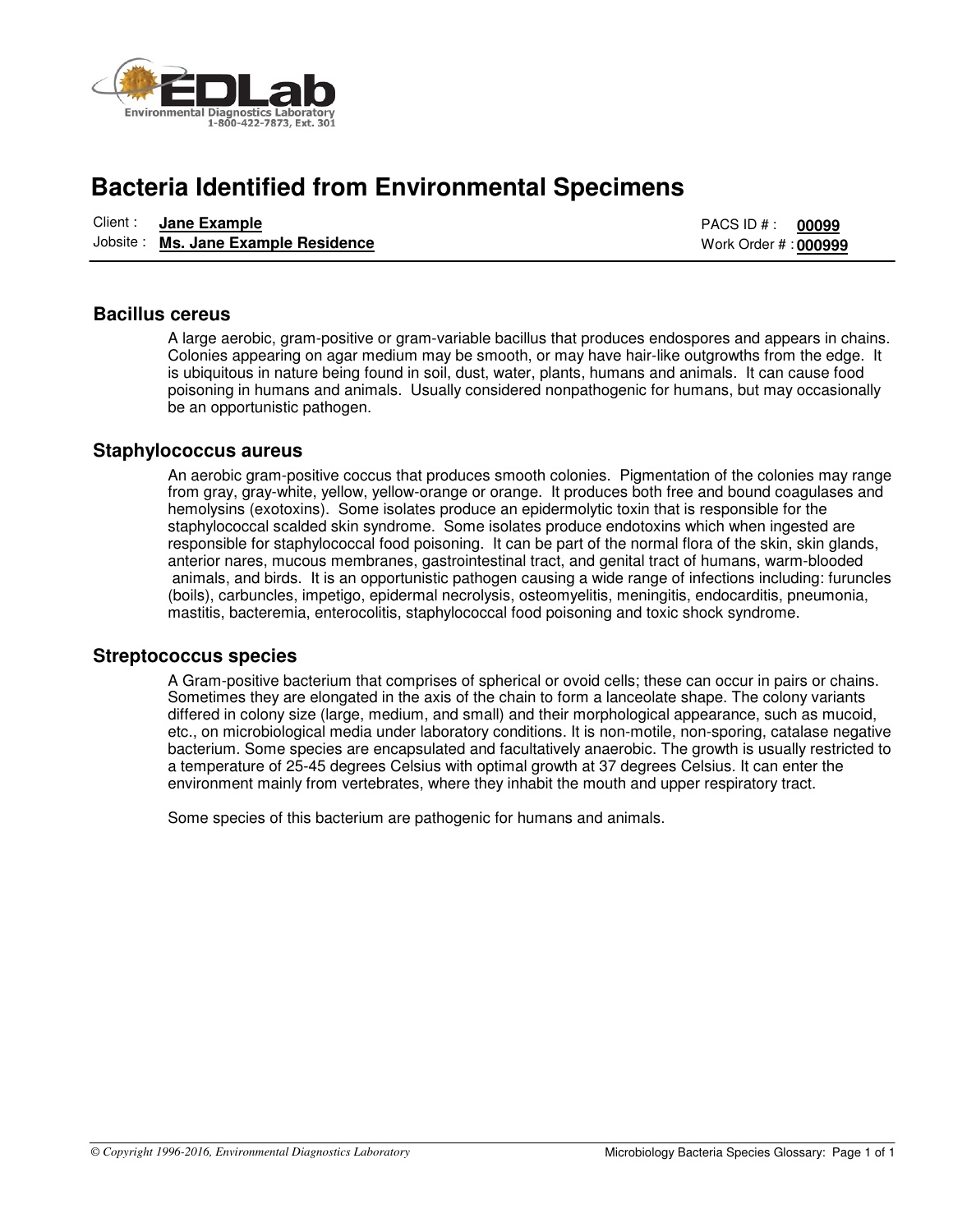EDLab
Environmental Diagnostics Laboratory
1-800-422-7873, Ext. 301

# Bacteria Identified from Environmental Specimens

Client : **Jane Example**
Jobsite : **Ms. Jane Example Residence**

PACS ID # : **00099**
Work Order # : **000999**

## Bacillus cereus

A large aerobic, gram-positive or gram-variable bacillus that produces endospores and appears in chains. Colonies appearing on agar medium may be smooth, or may have hair-like outgrowths from the edge. It is ubiquitous in nature being found in soil, dust, water, plants, humans and animals. It can cause food poisoning in humans and animals. Usually considered nonpathogenic for humans, but may occasionally be an opportunistic pathogen.

## Staphylococcus aureus

An aerobic gram-positive coccus that produces smooth colonies. Pigmentation of the colonies may range from gray, gray-white, yellow, yellow-orange or orange. It produces both free and bound coagulases and hemolysins (exotoxins). Some isolates produce an epidermolytic toxin that is responsible for the staphylococcal scalded skin syndrome. Some isolates produce endotoxins which when ingested are responsible for staphylococcal food poisoning. It can be part of the normal flora of the skin, skin glands, anterior nares, mucous membranes, gastrointestinal tract, and genital tract of humans, warm-blooded animals, and birds. It is an opportunistic pathogen causing a wide range of infections including: furuncles (boils), carbuncles, impetigo, epidermal necrolysis, osteomyelitis, meningitis, endocarditis, pneumonia, mastitis, bacteremia, enterocolitis, staphylococcal food poisoning and toxic shock syndrome.

## Streptococcus species

A Gram-positive bacterium that comprises of spherical or ovoid cells; these can occur in pairs or chains. Sometimes they are elongated in the axis of the chain to form a lanceolate shape. The colony variants differed in colony size (large, medium, and small) and their morphological appearance, such as mucoid, etc., on microbiological media under laboratory conditions. It is non-motile, non-sporing, catalase negative bacterium. Some species are encapsulated and facultatively anaerobic. The growth is usually restricted to a temperature of 25-45 degrees Celsius with optimal growth at 37 degrees Celsius. It can enter the environment mainly from vertebrates, where they inhabit the mouth and upper respiratory tract.

Some species of this bacterium are pathogenic for humans and animals.

*© Copyright 1996-2016, Environmental Diagnostics Laboratory*

Microbiology Bacteria Species Glossary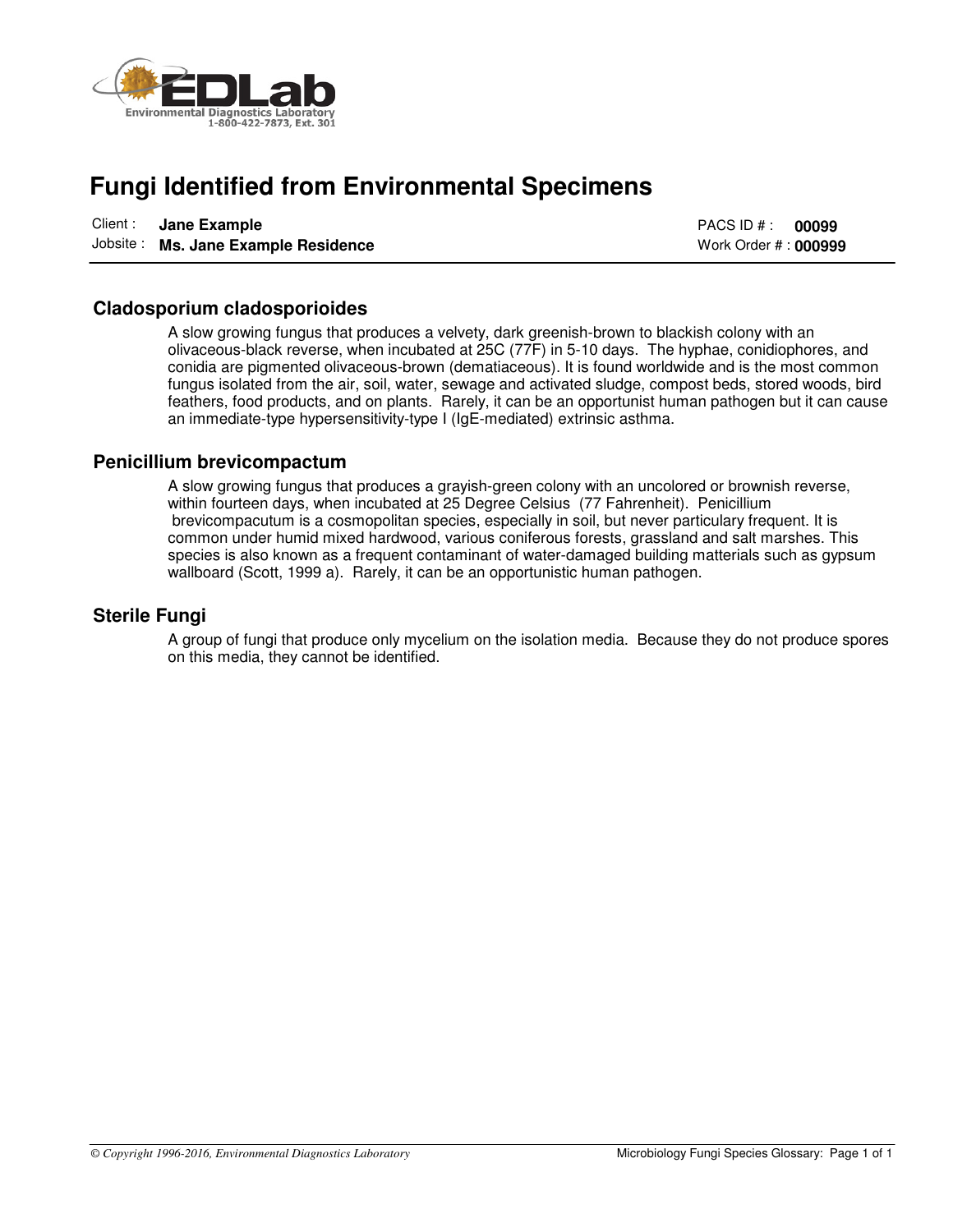EDLab
Environmental Diagnostics Laboratory
1-800-422-7873, Ext. 301

# Fungi Identified from Environmental Specimens

Client : **Jane Example**
Jobsite : **Ms. Jane Example Residence**

PACS ID # : **00099**
Work Order # : **000999**

## Cladosporium cladosporioides

A slow growing fungus that produces a velvety, dark greenish-brown to blackish colony with an olivaceous-black reverse, when incubated at 25C (77F) in 5-10 days. The hyphae, conidiophores, and conidia are pigmented olivaceous-brown (dematiaceous). It is found worldwide and is the most common fungus isolated from the air, soil, water, sewage and activated sludge, compost beds, stored woods, bird feathers, food products, and on plants. Rarely, it can be an opportunist human pathogen but it can cause an immediate-type hypersensitivity-type I (IgE-mediated) extrinsic asthma.

## Penicillium brevicompactum

A slow growing fungus that produces a grayish-green colony with an uncolored or brownish reverse, within fourteen days, when incubated at 25 Degree Celsius (77 Fahrenheit). Penicillium brevicompacutum is a cosmopolitan species, especially in soil, but never particulary frequent. It is common under humid mixed hardwood, various coniferous forests, grassland and salt marshes. This species is also known as a frequent contaminant of water-damaged building matterials such as gypsum wallboard (Scott, 1999 a). Rarely, it can be an opportunistic human pathogen.

## Sterile Fungi

A group of fungi that produce only mycelium on the isolation media. Because they do not produce spores on this media, they cannot be identified.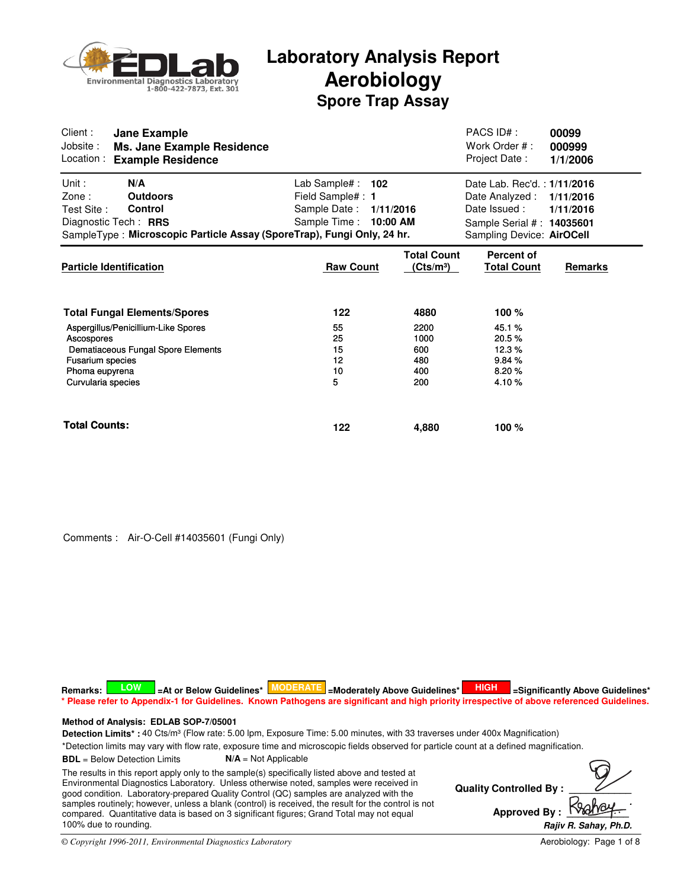EDLab
Environmental Diagnostics Laboratory
1-800-422-7873, Ext. 301

# Laboratory Analysis Report
## Aerobiology
### Spore Trap Assay

| | | | |
|---|---|---|---|
| Client : | **Jane Example** | PACS ID# : | **00099** |
| Jobsite : | **Ms. Jane Example Residence** | Work Order # : | **000999** |
| Location : | **Example Residence** | Project Date : | **1/1/2006** |

| | | | | | |
|---|---|---|---|---|---|
| Unit : | **N/A** | Lab Sample# : | **102** | Date Lab. Rec'd. : | **1/11/2016** |
| Zone : | **Outdoors** | Field Sample# : | **1** | Date Analyzed : | **1/11/2016** |
| Test Site : | **Control** | Sample Date : | **1/11/2016** | Date Issued : | **1/11/2016** |
| Diagnostic Tech : | **RRS** | Sample Time : | **10:00 AM** | Sample Serial # : | **14035601** |

SampleType : **Microscopic Particle Assay (SporeTrap), Fungi Only, 24 hr.** Sampling Device: **AirOCell**

| Particle Identification | Raw Count | Total Count (Cts/m³) | Percent of Total Count | Remarks |
|---|---|---|---|---|
| **Total Fungal Elements/Spores** | **122** | **4880** | **100 %** | |
| Aspergillus/Penicillium-Like Spores | 55 | 2200 | 45.1 % | |
| Ascospores | 25 | 1000 | 20.5 % | |
| Dematiaceous Fungal Spore Elements | 15 | 600 | 12.3 % | |
| Fusarium species | 12 | 480 | 9.84 % | |
| Phoma eupyrena | 10 | 400 | 8.20 % | |
| Curvularia species | 5 | 200 | 4.10 % | |
| **Total Counts:** | **122** | **4,880** | **100 %** | |

Comments : Air-O-Cell #14035601 (Fungi Only)

**Remarks:** LOW =At or Below Guidelines* MODERATE =Moderately Above Guidelines* HIGH =Significantly Above Guidelines*
**\* Please refer to Appendix-1 for Guidelines. Known Pathogens are significant and high priority irrespective of above referenced Guidelines.**

**Method of Analysis: EDLAB SOP-7/05001**
**Detection Limits\* :** 40 Cts/m³ (Flow rate: 5.00 lpm, Exposure Time: 5.00 minutes, with 33 traverses under 400x Magnification)
*Detection limits may vary with flow rate, exposure time and microscopic fields observed for particle count at a defined magnification.
**BDL** = Below Detection Limits **N/A** = Not Applicable

The results in this report apply only to the sample(s) specifically listed above and tested at Environmental Diagnostics Laboratory. Unless otherwise noted, samples were received in good condition. Laboratory-prepared Quality Control (QC) samples are analyzed with the samples routinely; however, unless a blank (control) is received, the result for the control is not compared. Quantitative data is based on 3 significant figures; Grand Total may not equal 100% due to rounding.

**Quality Controlled By :**

**Approved By :**
***Rajiv R. Sahay, Ph.D.***

*© Copyright 1996-2011, Environmental Diagnostics Laboratory*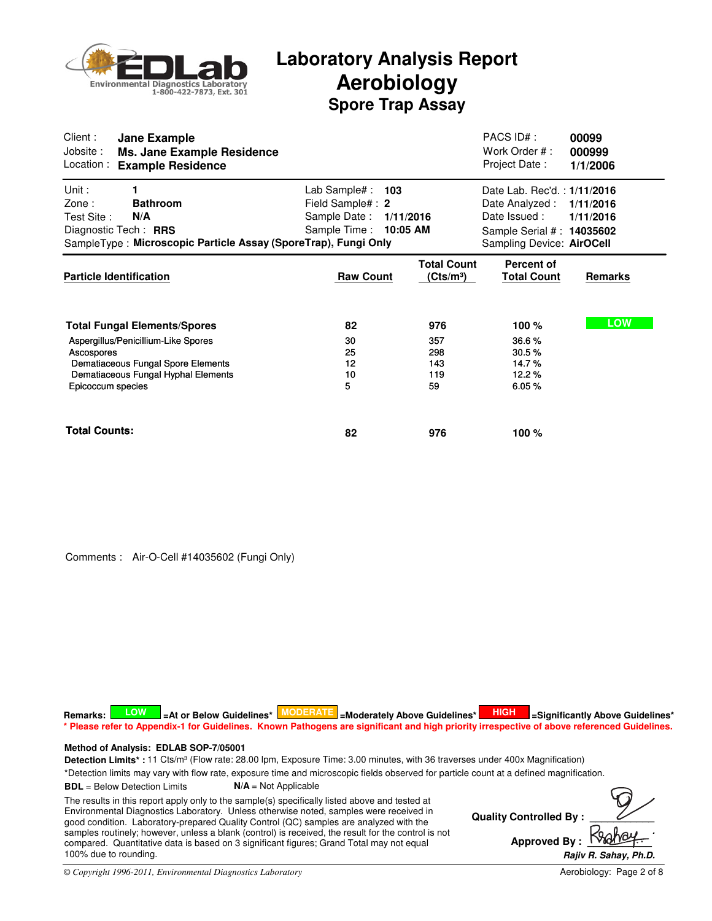EDLab
Environmental Diagnostics Laboratory
1-800-422-7873, Ext. 301

# Laboratory Analysis Report
## Aerobiology
### Spore Trap Assay

| | | | |
|---|---|---|---|
| Client : | **Jane Example** | PACS ID# : | **00099** |
| Jobsite : | **Ms. Jane Example Residence** | Work Order # : | **000999** |
| Location : | **Example Residence** | Project Date : | **1/1/2006** |

| | | | | | |
|---|---|---|---|---|---|
| Unit : | **1** | Lab Sample# : | **103** | Date Lab. Rec'd. : | **1/11/2016** |
| Zone : | **Bathroom** | Field Sample# : | **2** | Date Analyzed : | **1/11/2016** |
| Test Site : | **N/A** | Sample Date : | **1/11/2016** | Date Issued : | **1/11/2016** |
| Diagnostic Tech : | **RRS** | Sample Time : | **10:05 AM** | Sample Serial # : | **14035602** |

SampleType : **Microscopic Particle Assay (SporeTrap), Fungi Only** Sampling Device: **AirOCell**

| Particle Identification | Raw Count | Total Count (Cts/m³) | Percent of Total Count | Remarks |
|---|---|---|---|---|
| **Total Fungal Elements/Spores** | **82** | **976** | **100 %** | LOW |
| Aspergillus/Penicillium-Like Spores | 30 | 357 | 36.6 % | |
| Ascospores | 25 | 298 | 30.5 % | |
| Dematiaceous Fungal Spore Elements | 12 | 143 | 14.7 % | |
| Dematiaceous Fungal Hyphal Elements | 10 | 119 | 12.2 % | |
| Epicoccum species | 5 | 59 | 6.05 % | |
| **Total Counts:** | **82** | **976** | **100 %** | |

Comments : Air-O-Cell #14035602 (Fungi Only)

**Remarks:** LOW **=At or Below Guidelines*** MODERATE **=Moderately Above Guidelines*** HIGH **=Significantly Above Guidelines***

*** Please refer to Appendix-1 for Guidelines. Known Pathogens are significant and high priority irrespective of above referenced Guidelines.**

**Method of Analysis: EDLAB SOP-7/05001**

**Detection Limits* :** 11 Cts/m³ (Flow rate: 28.00 lpm, Exposure Time: 3.00 minutes, with 36 traverses under 400x Magnification)

*Detection limits may vary with flow rate, exposure time and microscopic fields observed for particle count at a defined magnification.

**BDL** = Below Detection Limits **N/A** = Not Applicable

The results in this report apply only to the sample(s) specifically listed above and tested at Environmental Diagnostics Laboratory. Unless otherwise noted, samples were received in good condition. Laboratory-prepared Quality Control (QC) samples are analyzed with the samples routinely; however, unless a blank (control) is received, the result for the control is not compared. Quantitative data is based on 3 significant figures; Grand Total may not equal 100% due to rounding.

**Quality Controlled By :**

**Approved By :**

***Rajiv R. Sahay, Ph.D.***

*© Copyright 1996-2011, Environmental Diagnostics Laboratory*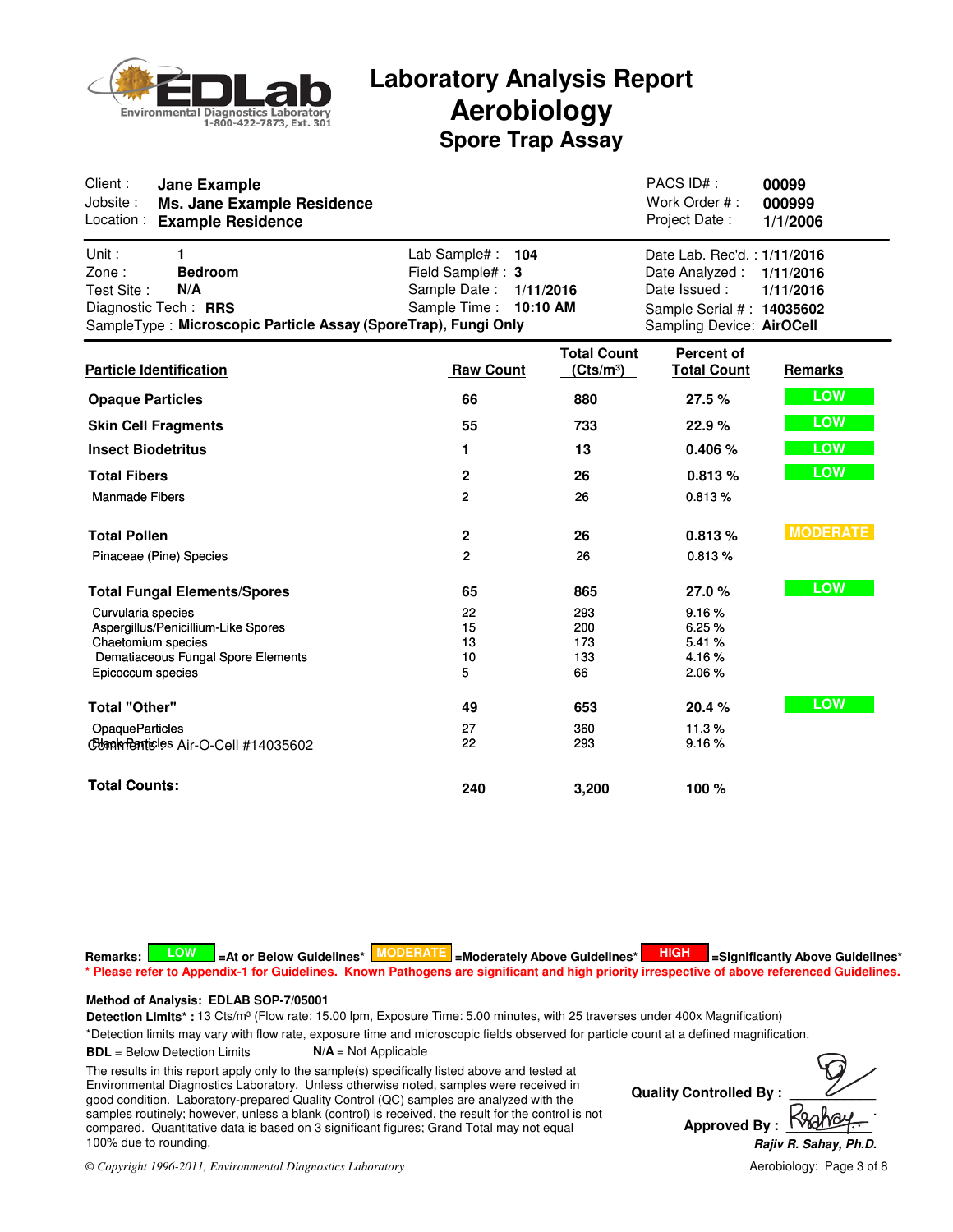# Laboratory Analysis Report
## Aerobiology
### Spore Trap Assay

EDLab Environmental Diagnostics Laboratory 1-800-422-7873, Ext. 301

| | | | |
|---|---|---|---|
| Client : | **Jane Example** | PACS ID# : | **00099** |
| Jobsite : | **Ms. Jane Example Residence** | Work Order # : | **000999** |
| Location : | **Example Residence** | Project Date : | **1/1/2006** |

| | | | | | |
|---|---|---|---|---|---|
| Unit : | **1** | Lab Sample# : | **104** | Date Lab. Rec'd. : | **1/11/2016** |
| Zone : | **Bedroom** | Field Sample# : | **3** | Date Analyzed : | **1/11/2016** |
| Test Site : | **N/A** | Sample Date : | **1/11/2016** | Date Issued : | **1/11/2016** |
| Diagnostic Tech : | **RRS** | Sample Time : | **10:10 AM** | Sample Serial # : | **14035602** |
| SampleType : | **Microscopic Particle Assay (SporeTrap), Fungi Only** | | | Sampling Device: | **AirOCell** |

| Particle Identification | Raw Count | Total Count (Cts/m³) | Percent of Total Count | Remarks |
|---|---|---|---|---|
| **Opaque Particles** | **66** | **880** | **27.5 %** | LOW |
| **Skin Cell Fragments** | **55** | **733** | **22.9 %** | LOW |
| **Insect Biodetritus** | **1** | **13** | **0.406 %** | LOW |
| **Total Fibers** | **2** | **26** | **0.813 %** | LOW |
| Manmade Fibers | 2 | 26 | 0.813 % | |
| **Total Pollen** | **2** | **26** | **0.813 %** | MODERATE |
| Pinaceae (Pine) Species | 2 | 26 | 0.813 % | |
| **Total Fungal Elements/Spores** | **65** | **865** | **27.0 %** | LOW |
| Curvularia species | 22 | 293 | 9.16 % | |
| Aspergillus/Penicillium-Like Spores | 15 | 200 | 6.25 % | |
| Chaetomium species | 13 | 173 | 5.41 % | |
| Dematiaceous Fungal Spore Elements | 10 | 133 | 4.16 % | |
| Epicoccum species | 5 | 66 | 2.06 % | |
| **Total "Other"** | **49** | **653** | **20.4 %** | LOW |
| OpaqueParticles | 27 | 360 | 11.3 % | |
| BlackParticles | 22 | 293 | 9.16 % | |
| **Total Counts:** | **240** | **3,200** | **100 %** | |

Comments : Air-O-Cell #14035602

**Remarks:** LOW =At or Below Guidelines* MODERATE =Moderately Above Guidelines* HIGH =Significantly Above Guidelines*
**\* Please refer to Appendix-1 for Guidelines. Known Pathogens are significant and high priority irrespective of above referenced Guidelines.**

**Method of Analysis: EDLAB SOP-7/05001**
**Detection Limits\* :** 13 Cts/m³ (Flow rate: 15.00 lpm, Exposure Time: 5.00 minutes, with 25 traverses under 400x Magnification)
*Detection limits may vary with flow rate, exposure time and microscopic fields observed for particle count at a defined magnification.
**BDL** = Below Detection Limits **N/A** = Not Applicable

The results in this report apply only to the sample(s) specifically listed above and tested at Environmental Diagnostics Laboratory. Unless otherwise noted, samples were received in good condition. Laboratory-prepared Quality Control (QC) samples are analyzed with the samples routinely; however, unless a blank (control) is received, the result for the control is not compared. Quantitative data is based on 3 significant figures; Grand Total may not equal 100% due to rounding.

**Quality Controlled By :**

**Approved By :**
***Rajiv R. Sahay, Ph.D.***

*© Copyright 1996-2011, Environmental Diagnostics Laboratory*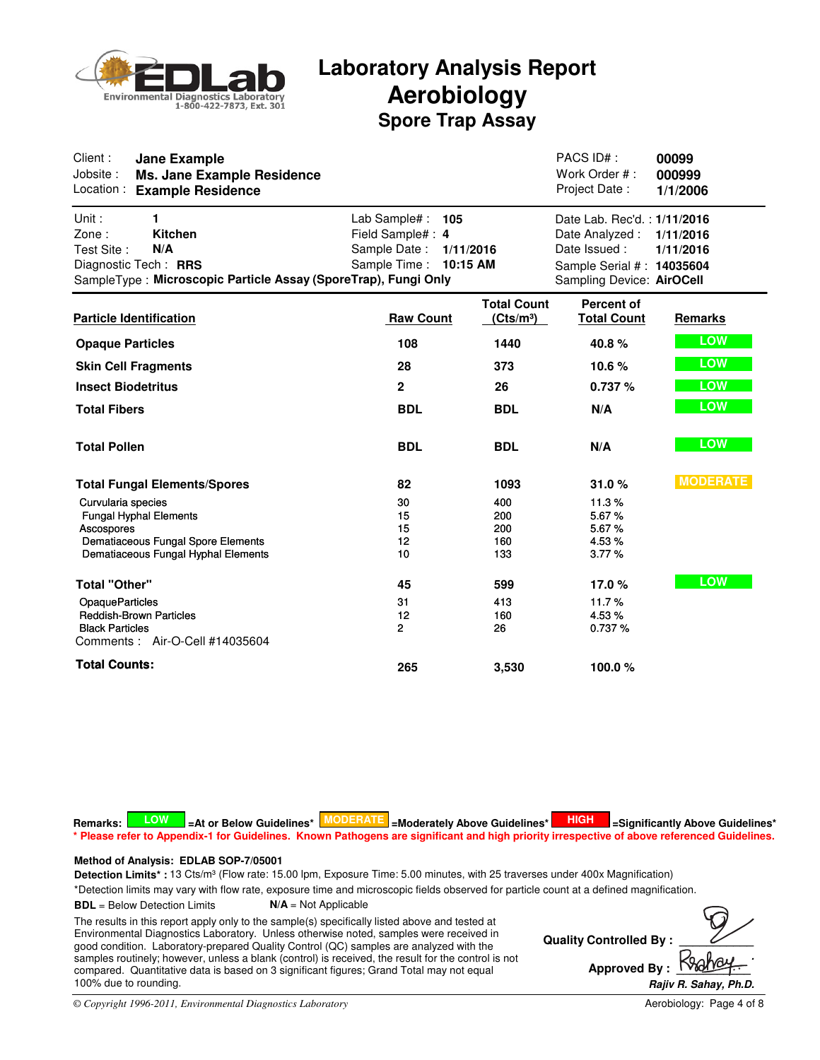# Laboratory Analysis Report

## Aerobiology

### Spore Trap Assay

EDLab Environmental Diagnostics Laboratory 1-800-422-7873, Ext. 301

| | | | |
|---|---|---|---|
| Client : | **Jane Example** | PACS ID# : | **00099** |
| Jobsite : | **Ms. Jane Example Residence** | Work Order # : | **000999** |
| Location : | **Example Residence** | Project Date : | **1/1/2006** |

| | | | | | |
|---|---|---|---|---|---|
| Unit : | **1** | Lab Sample# : | **105** | Date Lab. Rec'd. : | **1/11/2016** |
| Zone : | **Kitchen** | Field Sample# : | **4** | Date Analyzed : | **1/11/2016** |
| Test Site : | **N/A** | Sample Date : | **1/11/2016** | Date Issued : | **1/11/2016** |
| Diagnostic Tech : | **RRS** | Sample Time : | **10:15 AM** | Sample Serial # : | **14035604** |
| SampleType : | **Microscopic Particle Assay (SporeTrap), Fungi Only** | | | Sampling Device: | **AirOCell** |

| Particle Identification | Raw Count | Total Count (Cts/m³) | Percent of Total Count | Remarks |
|---|---|---|---|---|
| **Opaque Particles** | **108** | **1440** | **40.8 %** | LOW |
| **Skin Cell Fragments** | **28** | **373** | **10.6 %** | LOW |
| **Insect Biodetritus** | **2** | **26** | **0.737 %** | LOW |
| **Total Fibers** | **BDL** | **BDL** | **N/A** | LOW |
| **Total Pollen** | **BDL** | **BDL** | **N/A** | LOW |
| **Total Fungal Elements/Spores** | **82** | **1093** | **31.0 %** | MODERATE |
| Curvularia species | 30 | 400 | 11.3 % | |
| Fungal Hyphal Elements | 15 | 200 | 5.67 % | |
| Ascospores | 15 | 200 | 5.67 % | |
| Dematiaceous Fungal Spore Elements | 12 | 160 | 4.53 % | |
| Dematiaceous Fungal Hyphal Elements | 10 | 133 | 3.77 % | |
| **Total "Other"** | **45** | **599** | **17.0 %** | LOW |
| OpaqueParticles | 31 | 413 | 11.7 % | |
| Reddish-Brown Particles | 12 | 160 | 4.53 % | |
| Black Particles | 2 | 26 | 0.737 % | |
| **Total Counts:** | **265** | **3,530** | **100.0 %** | |

Comments : Air-O-Cell #14035604

**Remarks:** LOW =At or Below Guidelines* MODERATE =Moderately Above Guidelines* HIGH =Significantly Above Guidelines*

*** Please refer to Appendix-1 for Guidelines. Known Pathogens are significant and high priority irrespective of above referenced Guidelines.**

**Method of Analysis: EDLAB SOP-7/05001**

**Detection Limits* :** 13 Cts/m³ (Flow rate: 15.00 lpm, Exposure Time: 5.00 minutes, with 25 traverses under 400x Magnification)

*Detection limits may vary with flow rate, exposure time and microscopic fields observed for particle count at a defined magnification.

**BDL** = Below Detection Limits **N/A** = Not Applicable

The results in this report apply only to the sample(s) specifically listed above and tested at Environmental Diagnostics Laboratory. Unless otherwise noted, samples were received in good condition. Laboratory-prepared Quality Control (QC) samples are analyzed with the samples routinely; however, unless a blank (control) is received, the result for the control is not compared. Quantitative data is based on 3 significant figures; Grand Total may not equal 100% due to rounding.

**Quality Controlled By :**

**Approved By :**

***Rajiv R. Sahay, Ph.D.***

*© Copyright 1996-2011, Environmental Diagnostics Laboratory*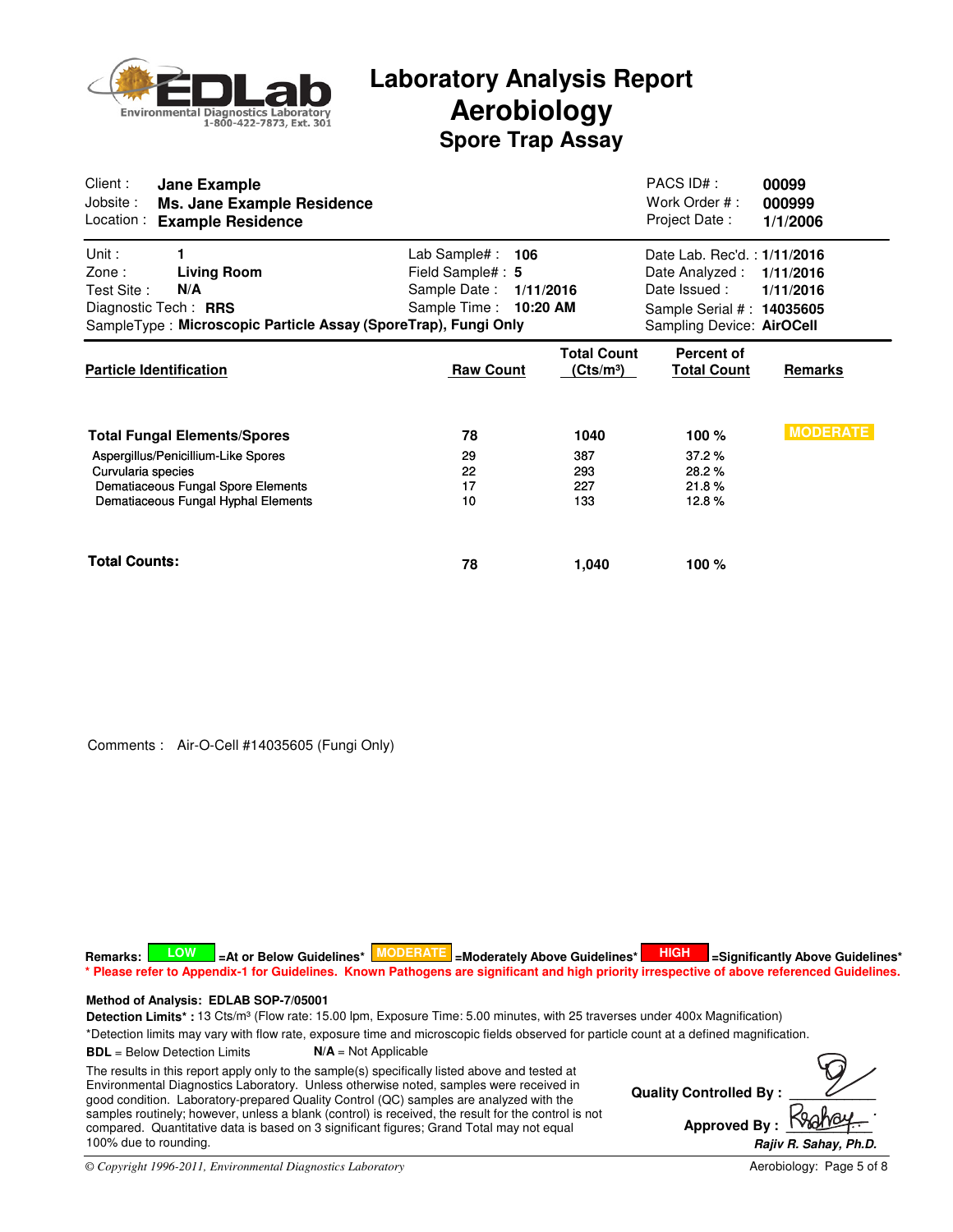# Laboratory Analysis Report
## Aerobiology
### Spore Trap Assay

EDLab — Environmental Diagnostics Laboratory 1-800-422-7873, Ext. 301

| | | | |
|---|---|---|---|
| Client : | **Jane Example** | PACS ID# : | **00099** |
| Jobsite : | **Ms. Jane Example Residence** | Work Order # : | **000999** |
| Location : | **Example Residence** | Project Date : | **1/1/2006** |

| | | | | | |
|---|---|---|---|---|---|
| Unit : | **1** | Lab Sample# : | **106** | Date Lab. Rec'd. : | **1/11/2016** |
| Zone : | **Living Room** | Field Sample# : | **5** | Date Analyzed : | **1/11/2016** |
| Test Site : | **N/A** | Sample Date : | **1/11/2016** | Date Issued : | **1/11/2016** |
| Diagnostic Tech : | **RRS** | Sample Time : | **10:20 AM** | Sample Serial # : | **14035605** |

SampleType : **Microscopic Particle Assay (SporeTrap), Fungi Only** — Sampling Device: **AirOCell**

| Particle Identification | Raw Count | Total Count (Cts/m³) | Percent of Total Count | Remarks |
|---|---|---|---|---|
| **Total Fungal Elements/Spores** | **78** | **1040** | **100 %** | **MODERATE** |
| Aspergillus/Penicillium-Like Spores | 29 | 387 | 37.2 % | |
| Curvularia species | 22 | 293 | 28.2 % | |
| Dematiaceous Fungal Spore Elements | 17 | 227 | 21.8 % | |
| Dematiaceous Fungal Hyphal Elements | 10 | 133 | 12.8 % | |
| **Total Counts:** | **78** | **1,040** | **100 %** | |

Comments : Air-O-Cell #14035605 (Fungi Only)

**Remarks:** **LOW** **=At or Below Guidelines*** **MODERATE** **=Moderately Above Guidelines*** **HIGH** **=Significantly Above Guidelines***

**\* Please refer to Appendix-1 for Guidelines. Known Pathogens are significant and high priority irrespective of above referenced Guidelines.**

**Method of Analysis: EDLAB SOP-7/05001**

**Detection Limits\* :** 13 Cts/m³ (Flow rate: 15.00 lpm, Exposure Time: 5.00 minutes, with 25 traverses under 400x Magnification)

*Detection limits may vary with flow rate, exposure time and microscopic fields observed for particle count at a defined magnification.

**BDL** = Below Detection Limits **N/A** = Not Applicable

The results in this report apply only to the sample(s) specifically listed above and tested at Environmental Diagnostics Laboratory. Unless otherwise noted, samples were received in good condition. Laboratory-prepared Quality Control (QC) samples are analyzed with the samples routinely; however, unless a blank (control) is received, the result for the control is not compared. Quantitative data is based on 3 significant figures; Grand Total may not equal 100% due to rounding.

**Quality Controlled By :**

**Approved By :**

***Rajiv R. Sahay, Ph.D.***

*© Copyright 1996-2011, Environmental Diagnostics Laboratory*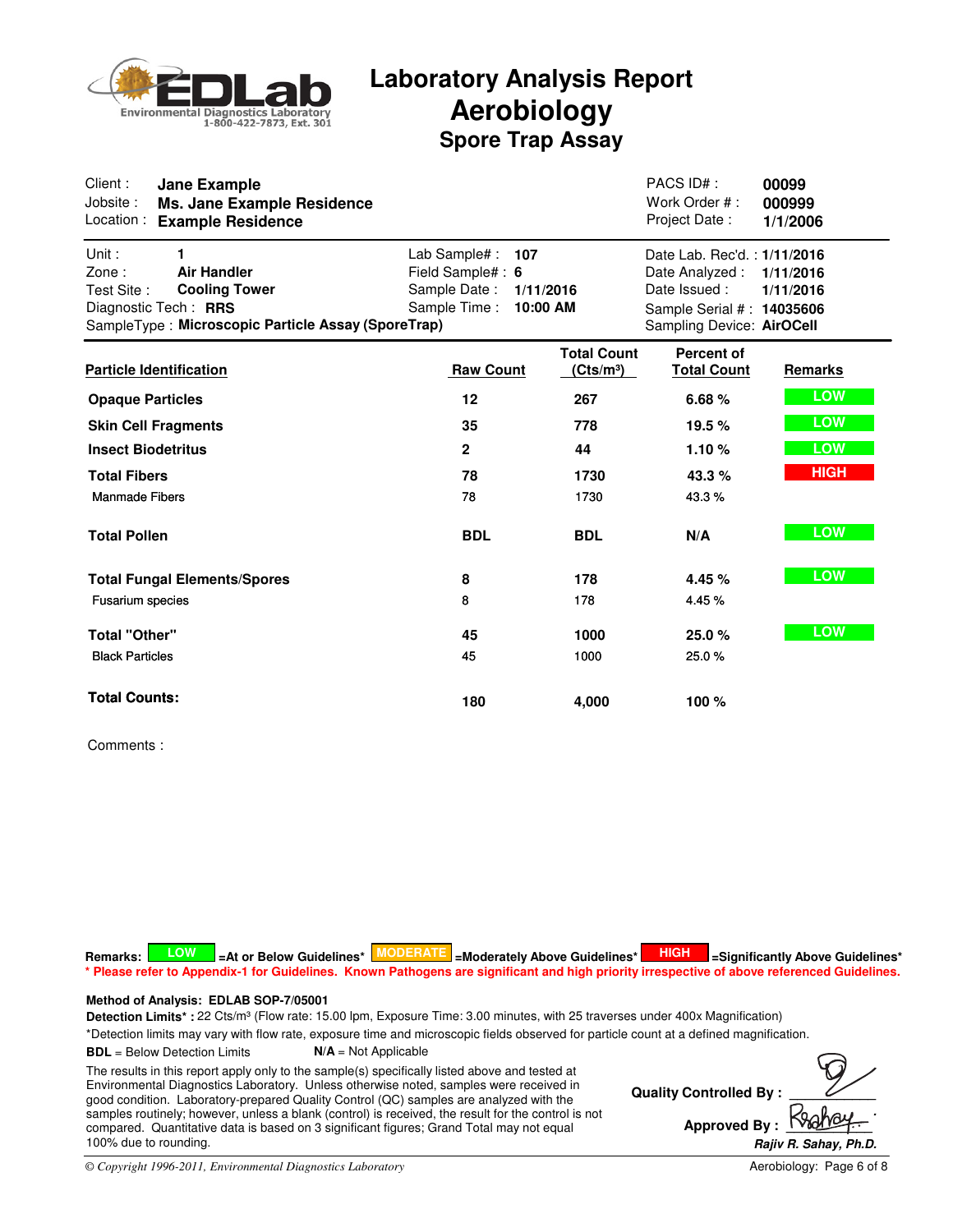# Laboratory Analysis Report
# Aerobiology
## Spore Trap Assay

EDLab Environmental Diagnostics Laboratory 1-800-422-7873, Ext. 301

| | | | |
|---|---|---|---|
| Client : | **Jane Example** | PACS ID# : | **00099** |
| Jobsite : | **Ms. Jane Example Residence** | Work Order # : | **000999** |
| Location : | **Example Residence** | Project Date : | **1/1/2006** |

| | | | | | |
|---|---|---|---|---|---|
| Unit : | **1** | Lab Sample# : | **107** | Date Lab. Rec'd. : | **1/11/2016** |
| Zone : | **Air Handler** | Field Sample# : | **6** | Date Analyzed : | **1/11/2016** |
| Test Site : | **Cooling Tower** | Sample Date : | **1/11/2016** | Date Issued : | **1/11/2016** |
| Diagnostic Tech : | **RRS** | Sample Time : | **10:00 AM** | Sample Serial # : | **14035606** |
| SampleType : | **Microscopic Particle Assay (SporeTrap)** | | | Sampling Device: | **AirOCell** |

| Particle Identification | Raw Count | Total Count (Cts/m³) | Percent of Total Count | Remarks |
|---|---|---|---|---|
| **Opaque Particles** | **12** | **267** | **6.68 %** | LOW |
| **Skin Cell Fragments** | **35** | **778** | **19.5 %** | LOW |
| **Insect Biodetritus** | **2** | **44** | **1.10 %** | LOW |
| **Total Fibers** | **78** | **1730** | **43.3 %** | HIGH |
| Manmade Fibers | 78 | 1730 | 43.3 % | |
| **Total Pollen** | **BDL** | **BDL** | **N/A** | LOW |
| **Total Fungal Elements/Spores** | **8** | **178** | **4.45 %** | LOW |
| Fusarium species | 8 | 178 | 4.45 % | |
| **Total "Other"** | **45** | **1000** | **25.0 %** | LOW |
| Black Particles | 45 | 1000 | 25.0 % | |
| **Total Counts:** | **180** | **4,000** | **100 %** | |

Comments :

**Remarks:** LOW =At or Below Guidelines* MODERATE =Moderately Above Guidelines* HIGH =Significantly Above Guidelines*

*** Please refer to Appendix-1 for Guidelines. Known Pathogens are significant and high priority irrespective of above referenced Guidelines.**

**Method of Analysis: EDLAB SOP-7/05001**

**Detection Limits* :** 22 Cts/m³ (Flow rate: 15.00 lpm, Exposure Time: 3.00 minutes, with 25 traverses under 400x Magnification)

*Detection limits may vary with flow rate, exposure time and microscopic fields observed for particle count at a defined magnification.

**BDL** = Below Detection Limits **N/A** = Not Applicable

The results in this report apply only to the sample(s) specifically listed above and tested at Environmental Diagnostics Laboratory. Unless otherwise noted, samples were received in good condition. Laboratory-prepared Quality Control (QC) samples are analyzed with the samples routinely; however, unless a blank (control) is received, the result for the control is not compared. Quantitative data is based on 3 significant figures; Grand Total may not equal 100% due to rounding.

**Quality Controlled By :**

**Approved By :**

***Rajiv R. Sahay, Ph.D.***

*© Copyright 1996-2011, Environmental Diagnostics Laboratory*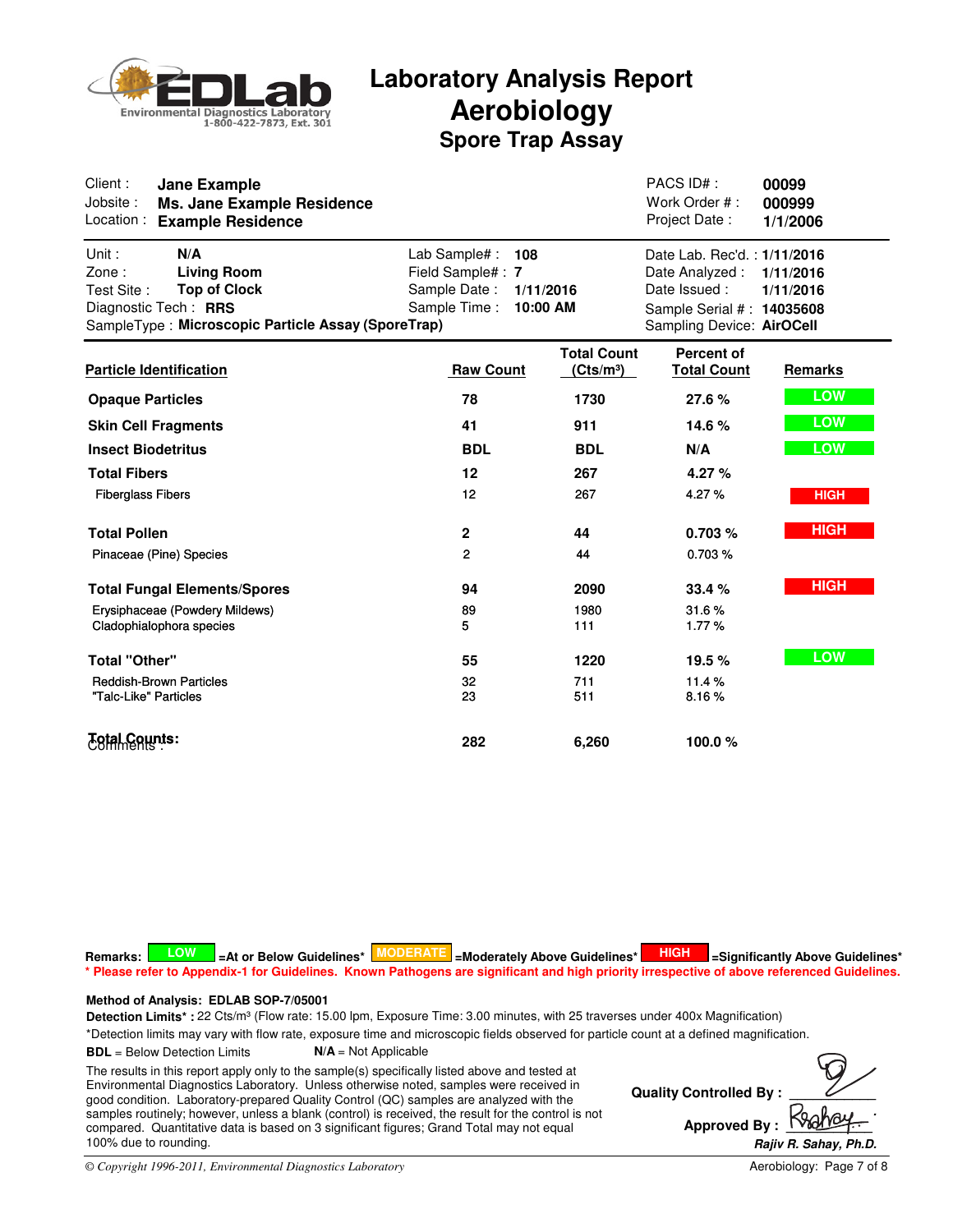# Laboratory Analysis Report
## Aerobiology
### Spore Trap Assay

EDLab Environmental Diagnostics Laboratory 1-800-422-7873, Ext. 301

| | | | |
|---|---|---|---|
| Client : | **Jane Example** | PACS ID# : | **00099** |
| Jobsite : | **Ms. Jane Example Residence** | Work Order # : | **000999** |
| Location : | **Example Residence** | Project Date : | **1/1/2006** |

| | | | | | |
|---|---|---|---|---|---|
| Unit : | **N/A** | Lab Sample# : | **108** | Date Lab. Rec'd. : | **1/11/2016** |
| Zone : | **Living Room** | Field Sample# : | **7** | Date Analyzed : | **1/11/2016** |
| Test Site : | **Top of Clock** | Sample Date : | **1/11/2016** | Date Issued : | **1/11/2016** |
| Diagnostic Tech : | **RRS** | Sample Time : | **10:00 AM** | Sample Serial # : | **14035608** |
| SampleType : | **Microscopic Particle Assay (SporeTrap)** | | | Sampling Device: | **AirOCell** |

| Particle Identification | Raw Count | Total Count (Cts/m³) | Percent of Total Count | Remarks |
|---|---|---|---|---|
| **Opaque Particles** | **78** | **1730** | **27.6 %** | LOW |
| **Skin Cell Fragments** | **41** | **911** | **14.6 %** | LOW |
| **Insect Biodetritus** | **BDL** | **BDL** | **N/A** | LOW |
| **Total Fibers** | **12** | **267** | **4.27 %** | |
| Fiberglass Fibers | 12 | 267 | 4.27 % | HIGH |
| **Total Pollen** | **2** | **44** | **0.703 %** | HIGH |
| Pinaceae (Pine) Species | 2 | 44 | 0.703 % | |
| **Total Fungal Elements/Spores** | **94** | **2090** | **33.4 %** | HIGH |
| Erysiphaceae (Powdery Mildews) | 89 | 1980 | 31.6 % | |
| Cladophialophora species | 5 | 111 | 1.77 % | |
| **Total "Other"** | **55** | **1220** | **19.5 %** | LOW |
| Reddish-Brown Particles | 32 | 711 | 11.4 % | |
| "Talc-Like" Particles | 23 | 511 | 8.16 % | |
| **Total Counts:** | **282** | **6,260** | **100.0 %** | |

Comments :

**Remarks:** LOW =At or Below Guidelines* MODERATE =Moderately Above Guidelines* HIGH =Significantly Above Guidelines*

*** Please refer to Appendix-1 for Guidelines. Known Pathogens are significant and high priority irrespective of above referenced Guidelines.**

**Method of Analysis: EDLAB SOP-7/05001**

**Detection Limits* :** 22 Cts/m³ (Flow rate: 15.00 lpm, Exposure Time: 3.00 minutes, with 25 traverses under 400x Magnification)

*Detection limits may vary with flow rate, exposure time and microscopic fields observed for particle count at a defined magnification.

**BDL** = Below Detection Limits **N/A** = Not Applicable

The results in this report apply only to the sample(s) specifically listed above and tested at Environmental Diagnostics Laboratory. Unless otherwise noted, samples were received in good condition. Laboratory-prepared Quality Control (QC) samples are analyzed with the samples routinely; however, unless a blank (control) is received, the result for the control is not compared. Quantitative data is based on 3 significant figures; Grand Total may not equal 100% due to rounding.

**Quality Controlled By :**

**Approved By :**

***Rajiv R. Sahay, Ph.D.***

© Copyright 1996-2011, Environmental Diagnostics Laboratory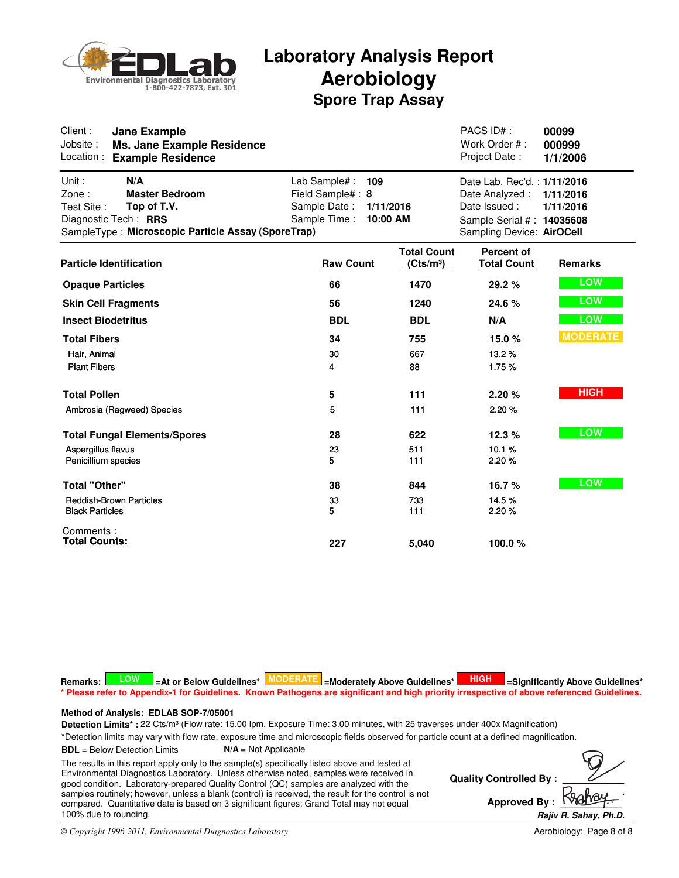EDLab Environmental Diagnostics Laboratory 1-800-422-7873, Ext. 301

# Laboratory Analysis Report
## Aerobiology
### Spore Trap Assay

| | | | |
|---|---|---|---|
| Client : | **Jane Example** | PACS ID# : | **00099** |
| Jobsite : | **Ms. Jane Example Residence** | Work Order # : | **000999** |
| Location : | **Example Residence** | Project Date : | **1/1/2006** |

| | | | | | |
|---|---|---|---|---|---|
| Unit : | **N/A** | Lab Sample# : | **109** | Date Lab. Rec'd. : | **1/11/2016** |
| Zone : | **Master Bedroom** | Field Sample# : | **8** | Date Analyzed : | **1/11/2016** |
| Test Site : | **Top of T.V.** | Sample Date : | **1/11/2016** | Date Issued : | **1/11/2016** |
| Diagnostic Tech : | **RRS** | Sample Time : | **10:00 AM** | Sample Serial # : | **14035608** |
| SampleType : | **Microscopic Particle Assay (SporeTrap)** | | | Sampling Device: | **AirOCell** |

| Particle Identification | Raw Count | Total Count (Cts/m³) | Percent of Total Count | Remarks |
|---|---|---|---|---|
| **Opaque Particles** | **66** | **1470** | **29.2 %** | LOW |
| **Skin Cell Fragments** | **56** | **1240** | **24.6 %** | LOW |
| **Insect Biodetritus** | **BDL** | **BDL** | **N/A** | LOW |
| **Total Fibers** | **34** | **755** | **15.0 %** | MODERATE |
| Hair, Animal | 30 | 667 | 13.2 % | |
| Plant Fibers | 4 | 88 | 1.75 % | |
| **Total Pollen** | **5** | **111** | **2.20 %** | HIGH |
| Ambrosia (Ragweed) Species | 5 | 111 | 2.20 % | |
| **Total Fungal Elements/Spores** | **28** | **622** | **12.3 %** | LOW |
| Aspergillus flavus | 23 | 511 | 10.1 % | |
| Penicillium species | 5 | 111 | 2.20 % | |
| **Total "Other"** | **38** | **844** | **16.7 %** | LOW |
| Reddish-Brown Particles | 33 | 733 | 14.5 % | |
| Black Particles | 5 | 111 | 2.20 % | |
| **Total Counts:** | **227** | **5,040** | **100.0 %** | |

Comments :

**Remarks:** LOW =At or Below Guidelines* MODERATE =Moderately Above Guidelines* HIGH =Significantly Above Guidelines*

**\* Please refer to Appendix-1 for Guidelines. Known Pathogens are significant and high priority irrespective of above referenced Guidelines.**

**Method of Analysis: EDLAB SOP-7/05001**

**Detection Limits\* :** 22 Cts/m³ (Flow rate: 15.00 lpm, Exposure Time: 3.00 minutes, with 25 traverses under 400x Magnification)

*Detection limits may vary with flow rate, exposure time and microscopic fields observed for particle count at a defined magnification.

**BDL** = Below Detection Limits **N/A** = Not Applicable

The results in this report apply only to the sample(s) specifically listed above and tested at Environmental Diagnostics Laboratory. Unless otherwise noted, samples were received in good condition. Laboratory-prepared Quality Control (QC) samples are analyzed with the samples routinely; however, unless a blank (control) is received, the result for the control is not compared. Quantitative data is based on 3 significant figures; Grand Total may not equal 100% due to rounding.

**Quality Controlled By :**

**Approved By :**

*Rajiv R. Sahay, Ph.D.*

© Copyright 1996-2011, Environmental Diagnostics Laboratory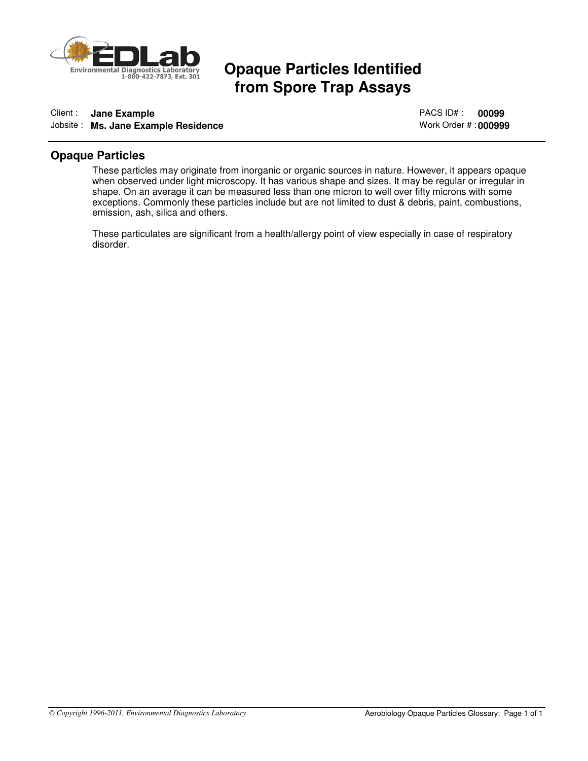# Opaque Particles Identified from Spore Trap Assays

Client : **Jane Example**
Jobsite : **Ms. Jane Example Residence**

PACS ID# : **00099**
Work Order # : **000999**

## Opaque Particles

These particles may originate from inorganic or organic sources in nature. However, it appears opaque when observed under light microscopy. It has various shape and sizes. It may be regular or irregular in shape. On an average it can be measured less than one micron to well over fifty microns with some exceptions. Commonly these particles include but are not limited to dust & debris, paint, combustions, emission, ash, silica and others.

These particulates are significant from a health/allergy point of view especially in case of respiratory disorder.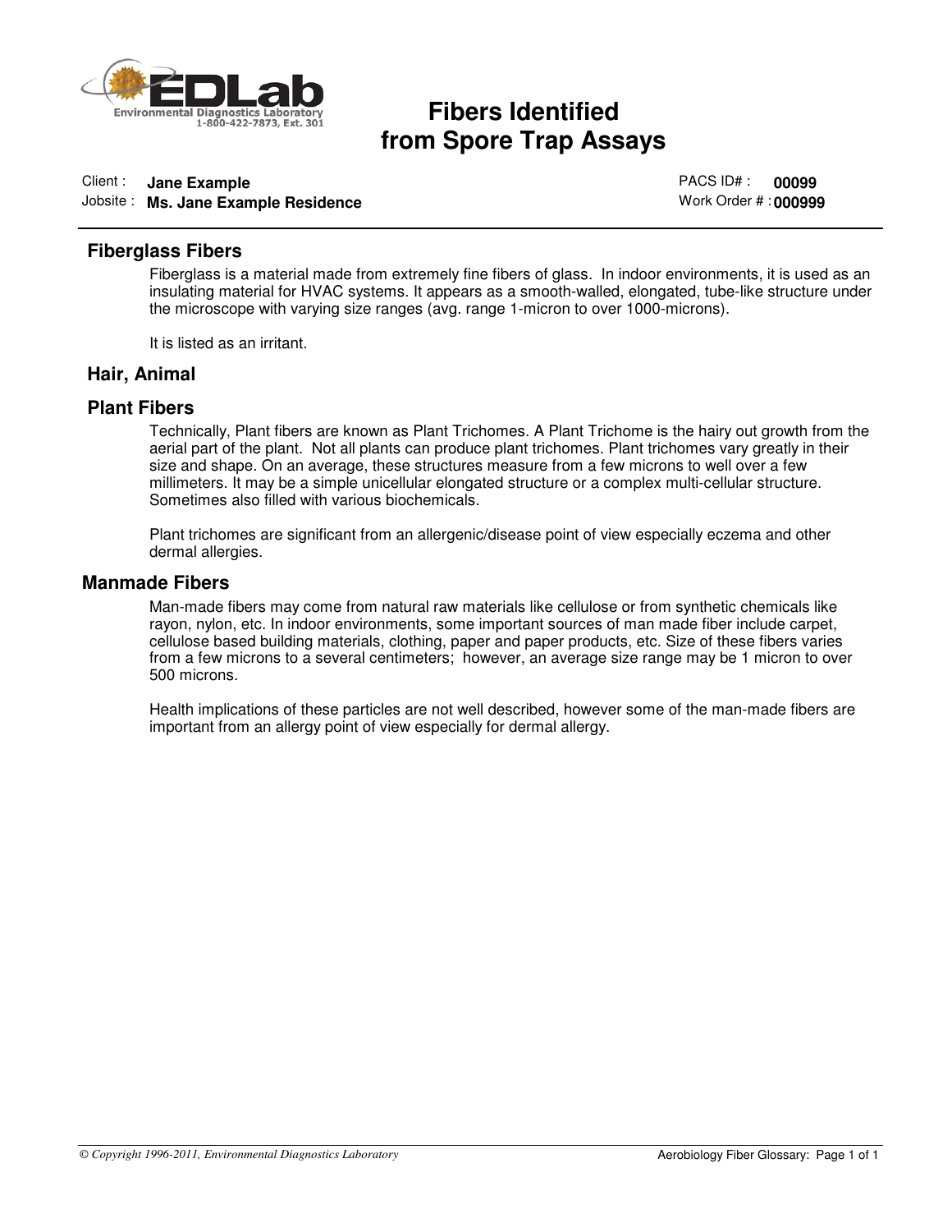EDLab
Environmental Diagnostics Laboratory
1-800-422-7873, Ext. 301

# Fibers Identified from Spore Trap Assays

Client : **Jane Example**
Jobsite : **Ms. Jane Example Residence**

PACS ID# : **00099**
Work Order # : **000999**

## Fiberglass Fibers

Fiberglass is a material made from extremely fine fibers of glass. In indoor environments, it is used as an insulating material for HVAC systems. It appears as a smooth-walled, elongated, tube-like structure under the microscope with varying size ranges (avg. range 1-micron to over 1000-microns).

It is listed as an irritant.

## Hair, Animal

## Plant Fibers

Technically, Plant fibers are known as Plant Trichomes. A Plant Trichome is the hairy out growth from the aerial part of the plant. Not all plants can produce plant trichomes. Plant trichomes vary greatly in their size and shape. On an average, these structures measure from a few microns to well over a few millimeters. It may be a simple unicellular elongated structure or a complex multi-cellular structure. Sometimes also filled with various biochemicals.

Plant trichomes are significant from an allergenic/disease point of view especially eczema and other dermal allergies.

## Manmade Fibers

Man-made fibers may come from natural raw materials like cellulose or from synthetic chemicals like rayon, nylon, etc. In indoor environments, some important sources of man made fiber include carpet, cellulose based building materials, clothing, paper and paper products, etc. Size of these fibers varies from a few microns to a several centimeters; however, an average size range may be 1 micron to over 500 microns.

Health implications of these particles are not well described, however some of the man-made fibers are important from an allergy point of view especially for dermal allergy.

*© Copyright 1996-2011, Environmental Diagnostics Laboratory*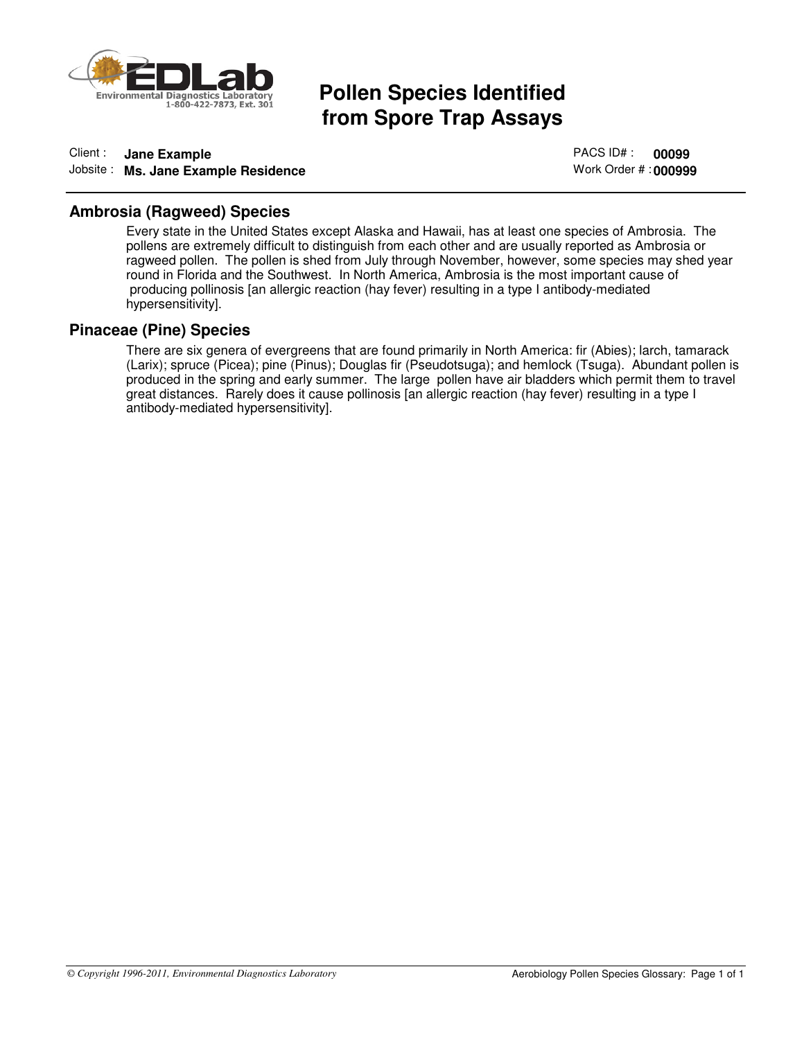**EDLab** Environmental Diagnostics Laboratory 1-800-422-7873, Ext. 301

# Pollen Species Identified from Spore Trap Assays

Client : **Jane Example**
Jobsite : **Ms. Jane Example Residence**

PACS ID# : **00099**
Work Order # : **000999**

## Ambrosia (Ragweed) Species

Every state in the United States except Alaska and Hawaii, has at least one species of Ambrosia. The pollens are extremely difficult to distinguish from each other and are usually reported as Ambrosia or ragweed pollen. The pollen is shed from July through November, however, some species may shed year round in Florida and the Southwest. In North America, Ambrosia is the most important cause of producing pollinosis [an allergic reaction (hay fever) resulting in a type I antibody-mediated hypersensitivity].

## Pinaceae (Pine) Species

There are six genera of evergreens that are found primarily in North America: fir (Abies); larch, tamarack (Larix); spruce (Picea); pine (Pinus); Douglas fir (Pseudotsuga); and hemlock (Tsuga). Abundant pollen is produced in the spring and early summer. The large pollen have air bladders which permit them to travel great distances. Rarely does it cause pollinosis [an allergic reaction (hay fever) resulting in a type I antibody-mediated hypersensitivity].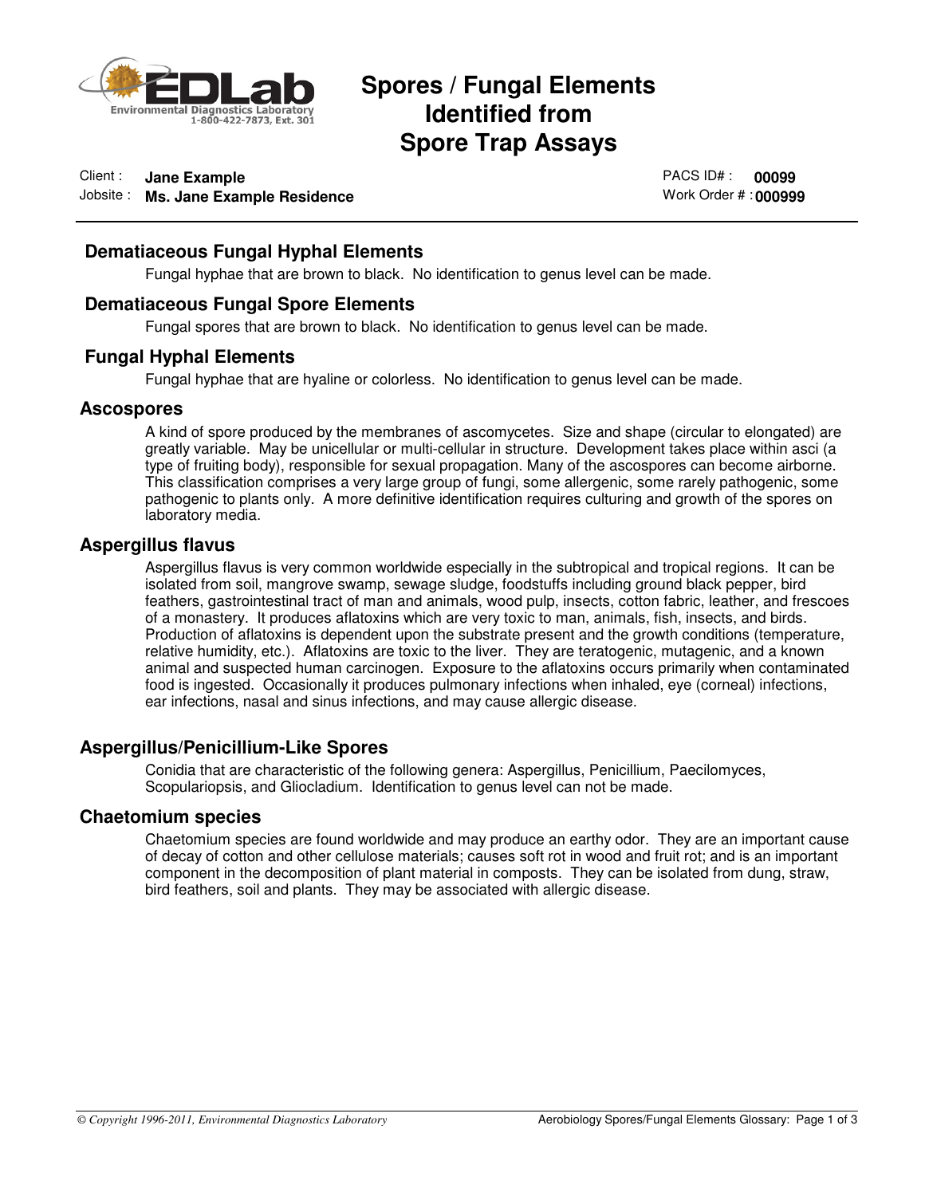# Spores / Fungal Elements Identified from Spore Trap Assays

Client : **Jane Example**
Jobsite : **Ms. Jane Example Residence**

PACS ID# : **00099**
Work Order # : **000999**

## Dematiaceous Fungal Hyphal Elements

Fungal hyphae that are brown to black. No identification to genus level can be made.

## Dematiaceous Fungal Spore Elements

Fungal spores that are brown to black. No identification to genus level can be made.

## Fungal Hyphal Elements

Fungal hyphae that are hyaline or colorless. No identification to genus level can be made.

## Ascospores

A kind of spore produced by the membranes of ascomycetes. Size and shape (circular to elongated) are greatly variable. May be unicellular or multi-cellular in structure. Development takes place within asci (a type of fruiting body), responsible for sexual propagation. Many of the ascospores can become airborne. This classification comprises a very large group of fungi, some allergenic, some rarely pathogenic, some pathogenic to plants only. A more definitive identification requires culturing and growth of the spores on laboratory media.

## Aspergillus flavus

Aspergillus flavus is very common worldwide especially in the subtropical and tropical regions. It can be isolated from soil, mangrove swamp, sewage sludge, foodstuffs including ground black pepper, bird feathers, gastrointestinal tract of man and animals, wood pulp, insects, cotton fabric, leather, and frescoes of a monastery. It produces aflatoxins which are very toxic to man, animals, fish, insects, and birds. Production of aflatoxins is dependent upon the substrate present and the growth conditions (temperature, relative humidity, etc.). Aflatoxins are toxic to the liver. They are teratogenic, mutagenic, and a known animal and suspected human carcinogen. Exposure to the aflatoxins occurs primarily when contaminated food is ingested. Occasionally it produces pulmonary infections when inhaled, eye (corneal) infections, ear infections, nasal and sinus infections, and may cause allergic disease.

## Aspergillus/Penicillium-Like Spores

Conidia that are characteristic of the following genera: Aspergillus, Penicillium, Paecilomyces, Scopulariopsis, and Gliocladium. Identification to genus level can not be made.

## Chaetomium species

Chaetomium species are found worldwide and may produce an earthy odor. They are an important cause of decay of cotton and other cellulose materials; causes soft rot in wood and fruit rot; and is an important component in the decomposition of plant material in composts. They can be isolated from dung, straw, bird feathers, soil and plants. They may be associated with allergic disease.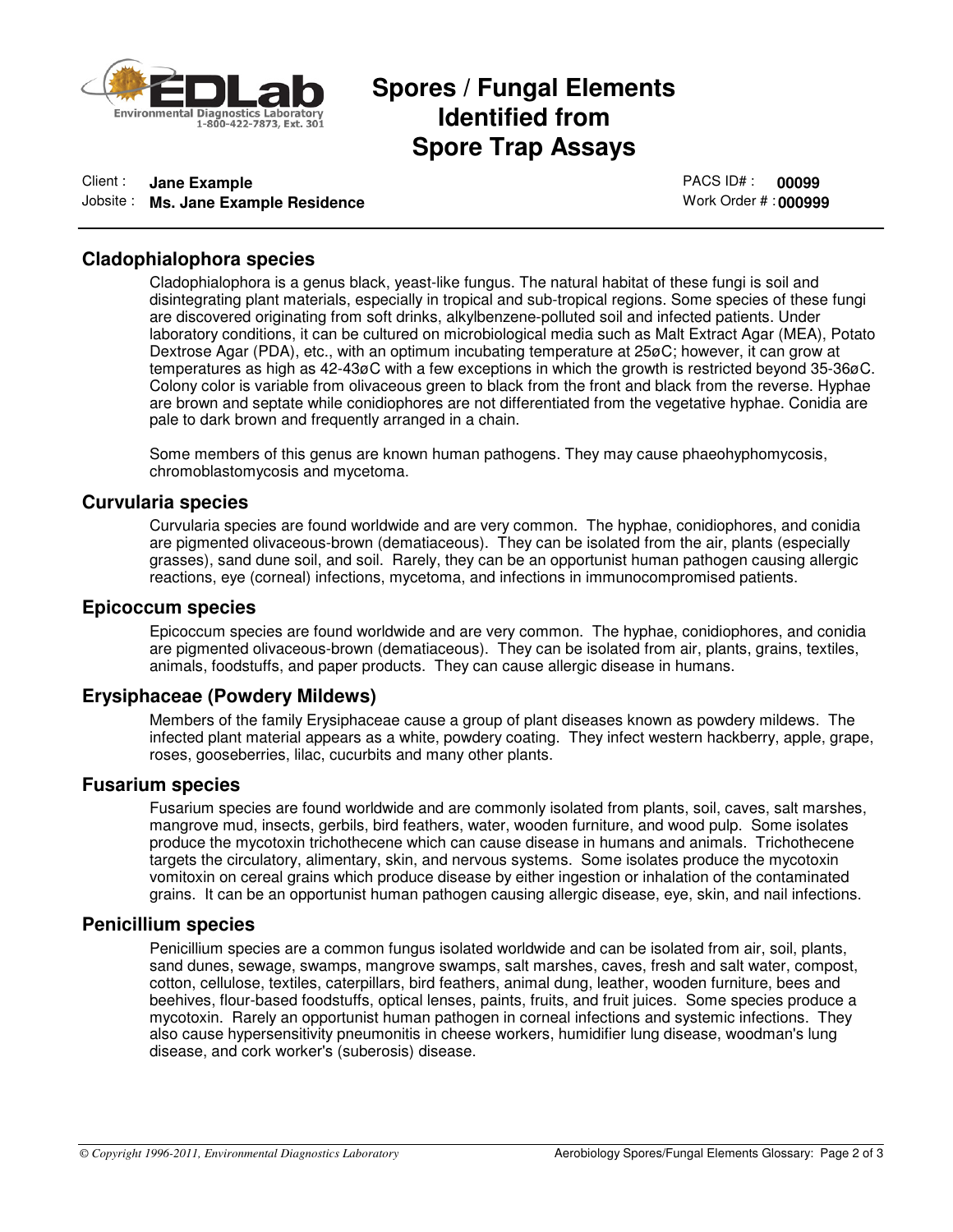# Spores / Fungal Elements Identified from Spore Trap Assays

Client : **Jane Example**
Jobsite : **Ms. Jane Example Residence**

PACS ID# : **00099**
Work Order # : **000999**

## Cladophialophora species

Cladophialophora is a genus black, yeast-like fungus. The natural habitat of these fungi is soil and disintegrating plant materials, especially in tropical and sub-tropical regions. Some species of these fungi are discovered originating from soft drinks, alkylbenzene-polluted soil and infected patients. Under laboratory conditions, it can be cultured on microbiological media such as Malt Extract Agar (MEA), Potato Dextrose Agar (PDA), etc., with an optimum incubating temperature at 25øC; however, it can grow at temperatures as high as 42-43øC with a few exceptions in which the growth is restricted beyond 35-36øC. Colony color is variable from olivaceous green to black from the front and black from the reverse. Hyphae are brown and septate while conidiophores are not differentiated from the vegetative hyphae. Conidia are pale to dark brown and frequently arranged in a chain.

Some members of this genus are known human pathogens. They may cause phaeohyphomycosis, chromoblastomycosis and mycetoma.

## Curvularia species

Curvularia species are found worldwide and are very common. The hyphae, conidiophores, and conidia are pigmented olivaceous-brown (dematiaceous). They can be isolated from the air, plants (especially grasses), sand dune soil, and soil. Rarely, they can be an opportunist human pathogen causing allergic reactions, eye (corneal) infections, mycetoma, and infections in immunocompromised patients.

## Epicoccum species

Epicoccum species are found worldwide and are very common. The hyphae, conidiophores, and conidia are pigmented olivaceous-brown (dematiaceous). They can be isolated from air, plants, grains, textiles, animals, foodstuffs, and paper products. They can cause allergic disease in humans.

## Erysiphaceae (Powdery Mildews)

Members of the family Erysiphaceae cause a group of plant diseases known as powdery mildews. The infected plant material appears as a white, powdery coating. They infect western hackberry, apple, grape, roses, gooseberries, lilac, cucurbits and many other plants.

## Fusarium species

Fusarium species are found worldwide and are commonly isolated from plants, soil, caves, salt marshes, mangrove mud, insects, gerbils, bird feathers, water, wooden furniture, and wood pulp. Some isolates produce the mycotoxin trichothecene which can cause disease in humans and animals. Trichothecene targets the circulatory, alimentary, skin, and nervous systems. Some isolates produce the mycotoxin vomitoxin on cereal grains which produce disease by either ingestion or inhalation of the contaminated grains. It can be an opportunist human pathogen causing allergic disease, eye, skin, and nail infections.

## Penicillium species

Penicillium species are a common fungus isolated worldwide and can be isolated from air, soil, plants, sand dunes, sewage, swamps, mangrove swamps, salt marshes, caves, fresh and salt water, compost, cotton, cellulose, textiles, caterpillars, bird feathers, animal dung, leather, wooden furniture, bees and beehives, flour-based foodstuffs, optical lenses, paints, fruits, and fruit juices. Some species produce a mycotoxin. Rarely an opportunist human pathogen in corneal infections and systemic infections. They also cause hypersensitivity pneumonitis in cheese workers, humidifier lung disease, woodman's lung disease, and cork worker's (suberosis) disease.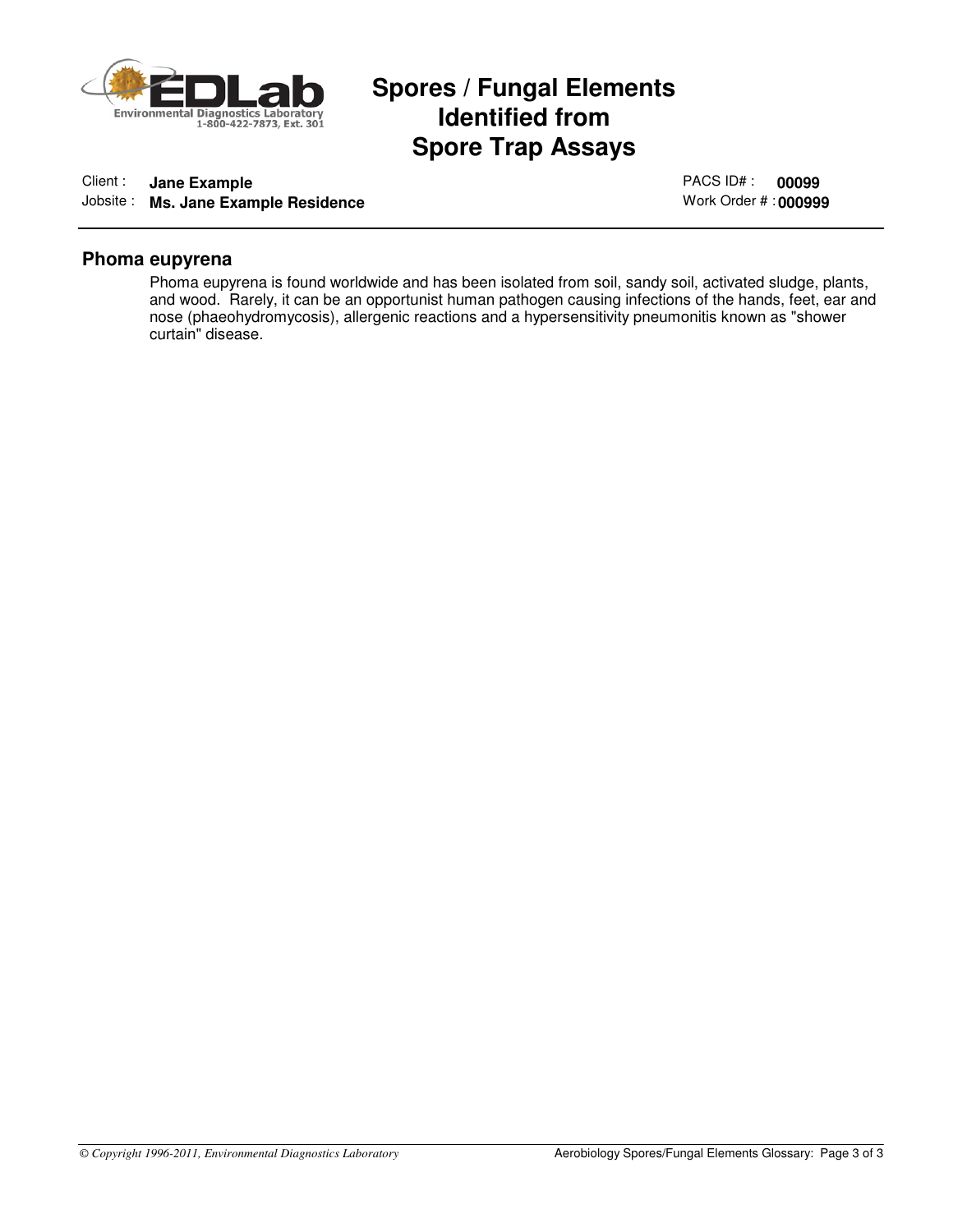# Spores / Fungal Elements Identified from Spore Trap Assays

Client : **Jane Example**
Jobsite : **Ms. Jane Example Residence**

PACS ID# : **00099**
Work Order # : **000999**

## Phoma eupyrena

Phoma eupyrena is found worldwide and has been isolated from soil, sandy soil, activated sludge, plants, and wood. Rarely, it can be an opportunist human pathogen causing infections of the hands, feet, ear and nose (phaeohydromycosis), allergenic reactions and a hypersensitivity pneumonitis known as "shower curtain" disease.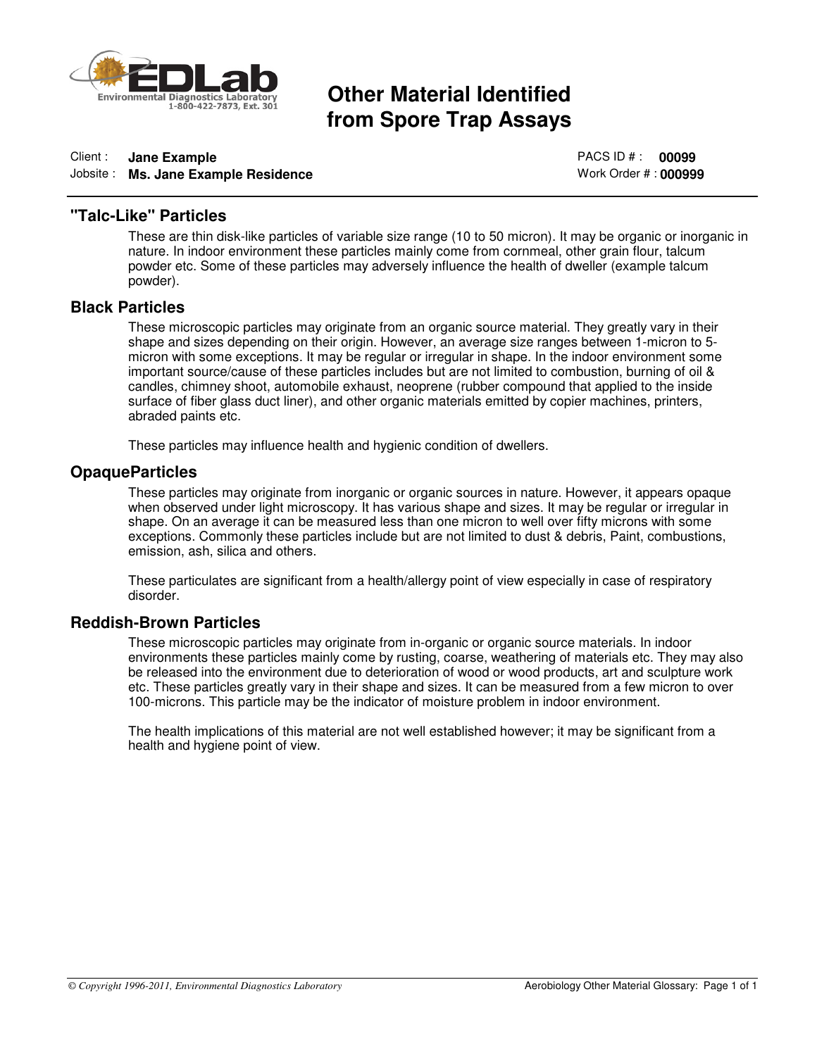# Other Material Identified from Spore Trap Assays

Client : **Jane Example**
Jobsite : **Ms. Jane Example Residence**

PACS ID # : **00099**
Work Order # : **000999**

## "Talc-Like" Particles

These are thin disk-like particles of variable size range (10 to 50 micron). It may be organic or inorganic in nature. In indoor environment these particles mainly come from cornmeal, other grain flour, talcum powder etc. Some of these particles may adversely influence the health of dweller (example talcum powder).

## Black Particles

These microscopic particles may originate from an organic source material. They greatly vary in their shape and sizes depending on their origin. However, an average size ranges between 1-micron to 5-micron with some exceptions. It may be regular or irregular in shape. In the indoor environment some important source/cause of these particles includes but are not limited to combustion, burning of oil & candles, chimney shoot, automobile exhaust, neoprene (rubber compound that applied to the inside surface of fiber glass duct liner), and other organic materials emitted by copier machines, printers, abraded paints etc.

These particles may influence health and hygienic condition of dwellers.

## OpaqueParticles

These particles may originate from inorganic or organic sources in nature. However, it appears opaque when observed under light microscopy. It has various shape and sizes. It may be regular or irregular in shape. On an average it can be measured less than one micron to well over fifty microns with some exceptions. Commonly these particles include but are not limited to dust & debris, Paint, combustions, emission, ash, silica and others.

These particulates are significant from a health/allergy point of view especially in case of respiratory disorder.

## Reddish-Brown Particles

These microscopic particles may originate from in-organic or organic source materials. In indoor environments these particles mainly come by rusting, coarse, weathering of materials etc. They may also be released into the environment due to deterioration of wood or wood products, art and sculpture work etc. These particles greatly vary in their shape and sizes. It can be measured from a few micron to over 100-microns. This particle may be the indicator of moisture problem in indoor environment.

The health implications of this material are not well established however; it may be significant from a health and hygiene point of view.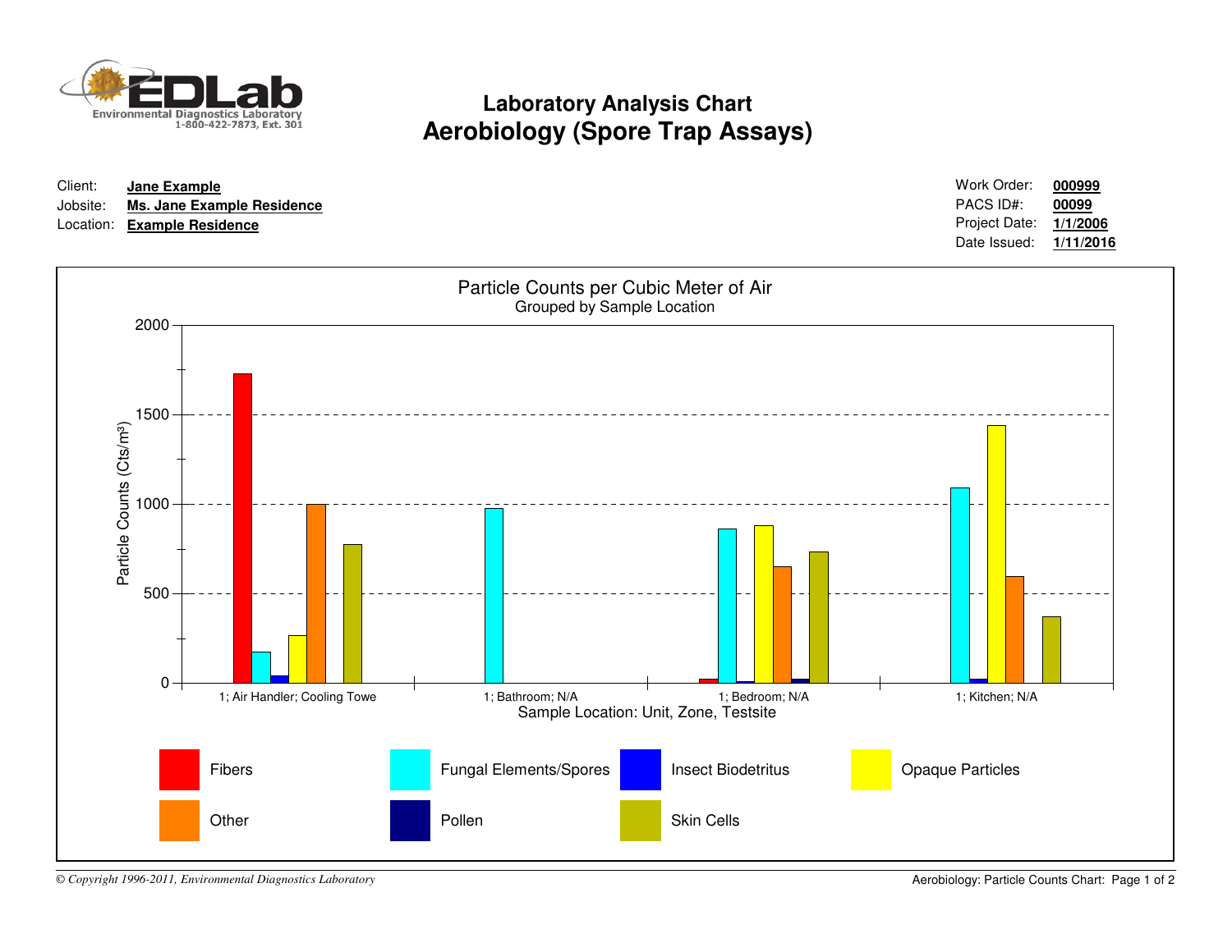EDLab
Environmental Diagnostics Laboratory
1-800-422-7873, Ext. 301

# Laboratory Analysis Chart
# Aerobiology (Spore Trap Assays)

Client: **Jane Example**
Jobsite: **Ms. Jane Example Residence**
Location: **Example Residence**

Work Order: **000999**
PACS ID#: **00099**
Project Date: **1/1/2006**
Date Issued: **1/11/2016**

Particle Counts per Cubic Meter of Air
Grouped by Sample Location

Particle Counts (Cts/m³)

2000
1500
1000
500
0

1; Air Handler; Cooling Towe
1; Bathroom; N/A
1; Bedroom; N/A
1; Kitchen; N/A

Sample Location: Unit, Zone, Testsite

Fibers
Fungal Elements/Spores
Insect Biodetritus
Opaque Particles
Other
Pollen
Skin Cells

*© Copyright 1996-2011, Environmental Diagnostics Laboratory*

Aerobiology: Particle Counts Chart: Page 1 of 2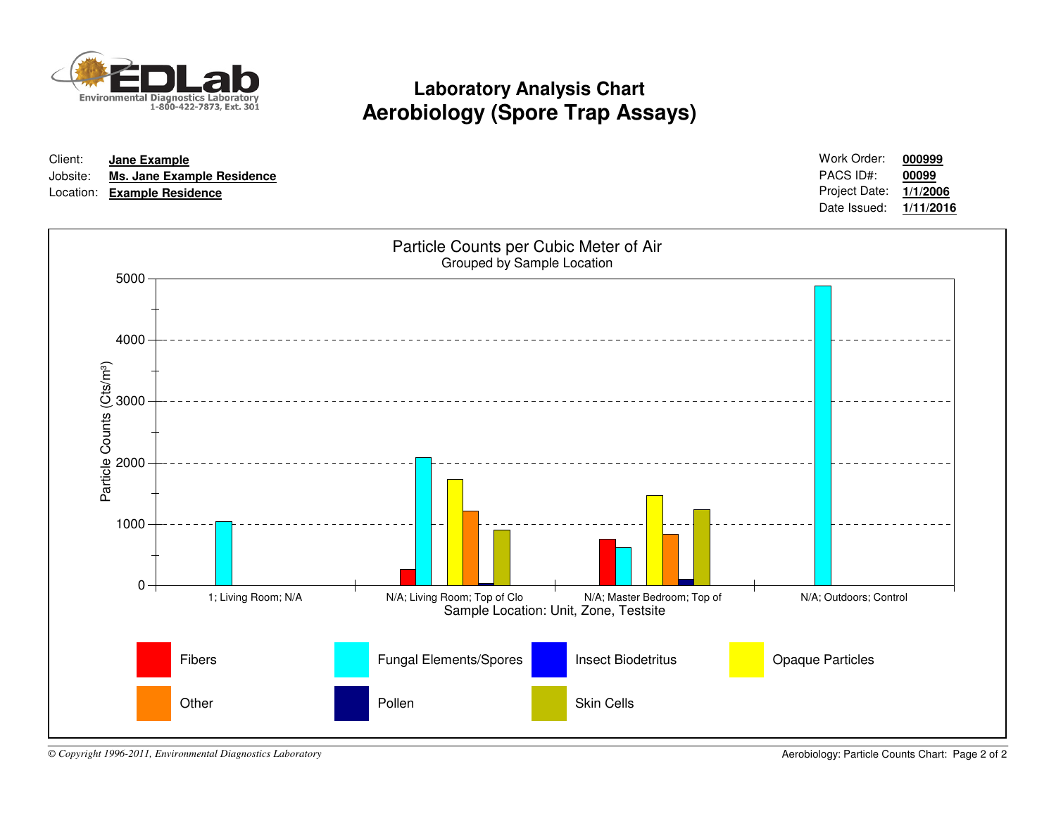**EDLab**
Environmental Diagnostics Laboratory
1-800-422-7873, Ext. 301

# Laboratory Analysis Chart
## Aerobiology (Spore Trap Assays)

| | |
|---|---|
| Client: | **Jane Example** |
| Jobsite: | **Ms. Jane Example Residence** |
| Location: | **Example Residence** |

| | |
|---|---|
| Work Order: | **000999** |
| PACS ID#: | **00099** |
| Project Date: | **1/1/2006** |
| Date Issued: | **1/11/2016** |

Particle Counts per Cubic Meter of Air
Grouped by Sample Location

Particle Counts (Cts/m³)

5000
4000
3000
2000
1000
0

1; Living Room; N/A | N/A; Living Room; Top of Clo | N/A; Master Bedroom; Top of | N/A; Outdoors; Control

Sample Location: Unit, Zone, Testsite

Fibers | Fungal Elements/Spores | Insect Biodetritus | Opaque Particles | Other | Pollen | Skin Cells

*© Copyright 1996-2011, Environmental Diagnostics Laboratory*

Aerobiology: Particle Counts Chart: Page 2 of 2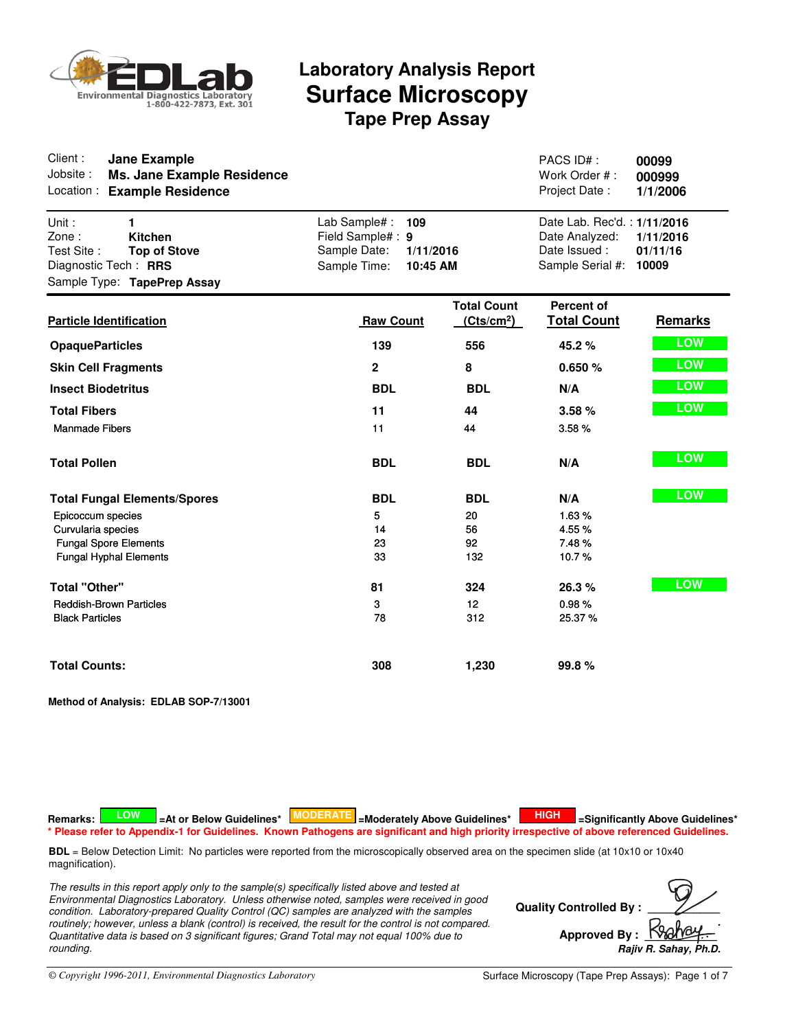EDLab Environmental Diagnostics Laboratory 1-800-422-7873, Ext. 301

# Laboratory Analysis Report
## Surface Microscopy
### Tape Prep Assay

| | | | |
|---|---|---|---|
| Client : | **Jane Example** | PACS ID# : | **00099** |
| Jobsite : | **Ms. Jane Example Residence** | Work Order # : | **000999** |
| Location : | **Example Residence** | Project Date : | **1/1/2006** |

| | | | | | |
|---|---|---|---|---|---|
| Unit : | **1** | Lab Sample# : | **109** | Date Lab. Rec'd. : | **1/11/2016** |
| Zone : | **Kitchen** | Field Sample# : | **9** | Date Analyzed: | **1/11/2016** |
| Test Site : | **Top of Stove** | Sample Date: | **1/11/2016** | Date Issued : | **01/11/16** |
| Diagnostic Tech : | **RRS** | Sample Time: | **10:45 AM** | Sample Serial #: | **10009** |
| Sample Type: | **TapePrep Assay** | | | | |

| Particle Identification | Raw Count | Total Count (Cts/cm²) | Percent of Total Count | Remarks |
|---|---|---|---|---|
| **OpaqueParticles** | **139** | **556** | **45.2 %** | LOW |
| **Skin Cell Fragments** | **2** | **8** | **0.650 %** | LOW |
| **Insect Biodetritus** | **BDL** | **BDL** | **N/A** | LOW |
| **Total Fibers** | **11** | **44** | **3.58 %** | LOW |
| Manmade Fibers | 11 | 44 | 3.58 % | |
| **Total Pollen** | **BDL** | **BDL** | **N/A** | LOW |
| **Total Fungal Elements/Spores** | **BDL** | **BDL** | **N/A** | LOW |
| Epicoccum species | 5 | 20 | 1.63 % | |
| Curvularia species | 14 | 56 | 4.55 % | |
| Fungal Spore Elements | 23 | 92 | 7.48 % | |
| Fungal Hyphal Elements | 33 | 132 | 10.7 % | |
| **Total "Other"** | **81** | **324** | **26.3 %** | LOW |
| Reddish-Brown Particles | 3 | 12 | 0.98 % | |
| Black Particles | 78 | 312 | 25.37 % | |
| **Total Counts:** | **308** | **1,230** | **99.8 %** | |

**Method of Analysis: EDLAB SOP-7/13001**

**Remarks:** LOW =At or Below Guidelines* MODERATE =Moderately Above Guidelines* HIGH =Significantly Above Guidelines*
**\* Please refer to Appendix-1 for Guidelines. Known Pathogens are significant and high priority irrespective of above referenced Guidelines.**

**BDL** = Below Detection Limit: No particles were reported from the microscopically observed area on the specimen slide (at 10x10 or 10x40 magnification).

*The results in this report apply only to the sample(s) specifically listed above and tested at Environmental Diagnostics Laboratory. Unless otherwise noted, samples were received in good condition. Laboratory-prepared Quality Control (QC) samples are analyzed with the samples routinely; however, unless a blank (control) is received, the result for the control is not compared. Quantitative data is based on 3 significant figures; Grand Total may not equal 100% due to rounding.*

**Quality Controlled By :**

**Approved By :**
***Rajiv R. Sahay, Ph.D.***

© Copyright 1996-2011, Environmental Diagnostics Laboratory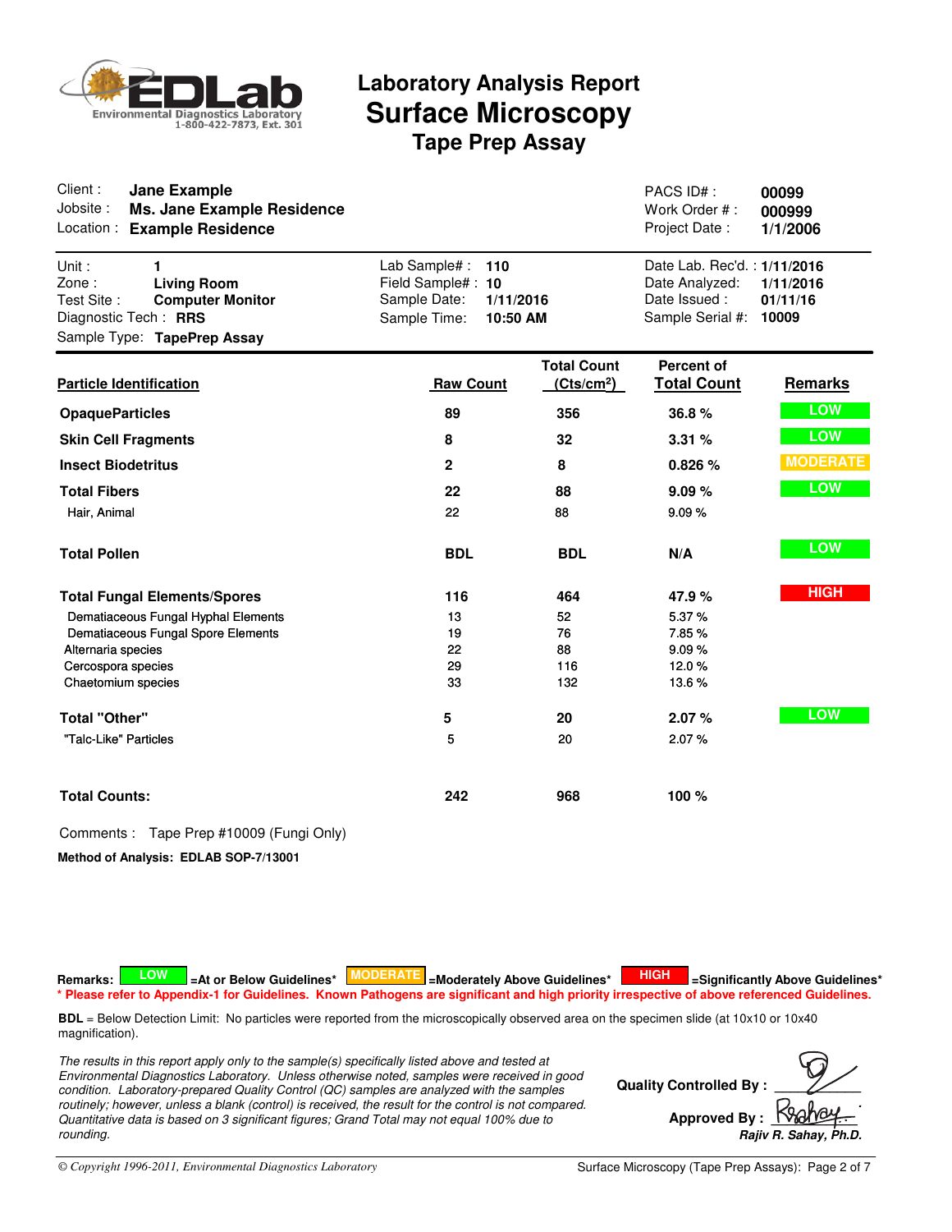**EDLab** Environmental Diagnostics Laboratory 1-800-422-7873, Ext. 301

# Laboratory Analysis Report
## Surface Microscopy
### Tape Prep Assay

| | | | |
|---|---|---|---|
| Client : | **Jane Example** | PACS ID# : | **00099** |
| Jobsite : | **Ms. Jane Example Residence** | Work Order # : | **000999** |
| Location : | **Example Residence** | Project Date : | **1/1/2006** |

| | | | | | |
|---|---|---|---|---|---|
| Unit : | **1** | Lab Sample# : | **110** | Date Lab. Rec'd. : | **1/11/2016** |
| Zone : | **Living Room** | Field Sample# : | **10** | Date Analyzed: | **1/11/2016** |
| Test Site : | **Computer Monitor** | Sample Date: | **1/11/2016** | Date Issued : | **01/11/16** |
| Diagnostic Tech : | **RRS** | Sample Time: | **10:50 AM** | Sample Serial #: | **10009** |
| Sample Type: | **TapePrep Assay** | | | | |

| Particle Identification | Raw Count | Total Count (Cts/cm²) | Percent of Total Count | Remarks |
|---|---|---|---|---|
| **OpaqueParticles** | **89** | **356** | **36.8 %** | LOW |
| **Skin Cell Fragments** | **8** | **32** | **3.31 %** | LOW |
| **Insect Biodetritus** | **2** | **8** | **0.826 %** | MODERATE |
| **Total Fibers** | **22** | **88** | **9.09 %** | LOW |
| Hair, Animal | 22 | 88 | 9.09 % | |
| **Total Pollen** | **BDL** | **BDL** | **N/A** | LOW |
| **Total Fungal Elements/Spores** | **116** | **464** | **47.9 %** | HIGH |
| Dematiaceous Fungal Hyphal Elements | 13 | 52 | 5.37 % | |
| Dematiaceous Fungal Spore Elements | 19 | 76 | 7.85 % | |
| Alternaria species | 22 | 88 | 9.09 % | |
| Cercospora species | 29 | 116 | 12.0 % | |
| Chaetomium species | 33 | 132 | 13.6 % | |
| **Total "Other"** | **5** | **20** | **2.07 %** | LOW |
| "Talc-Like" Particles | 5 | 20 | 2.07 % | |
| **Total Counts:** | **242** | **968** | **100 %** | |

Comments : Tape Prep #10009 (Fungi Only)

**Method of Analysis: EDLAB SOP-7/13001**

**Remarks:** LOW **=At or Below Guidelines*** MODERATE **=Moderately Above Guidelines*** HIGH **=Significantly Above Guidelines***

**\* Please refer to Appendix-1 for Guidelines. Known Pathogens are significant and high priority irrespective of above referenced Guidelines.**

**BDL** = Below Detection Limit: No particles were reported from the microscopically observed area on the specimen slide (at 10x10 or 10x40 magnification).

*The results in this report apply only to the sample(s) specifically listed above and tested at Environmental Diagnostics Laboratory. Unless otherwise noted, samples were received in good condition. Laboratory-prepared Quality Control (QC) samples are analyzed with the samples routinely; however, unless a blank (control) is received, the result for the control is not compared. Quantitative data is based on 3 significant figures; Grand Total may not equal 100% due to rounding.*

**Quality Controlled By :** ____________

**Approved By :** ____________
***Rajiv R. Sahay, Ph.D.***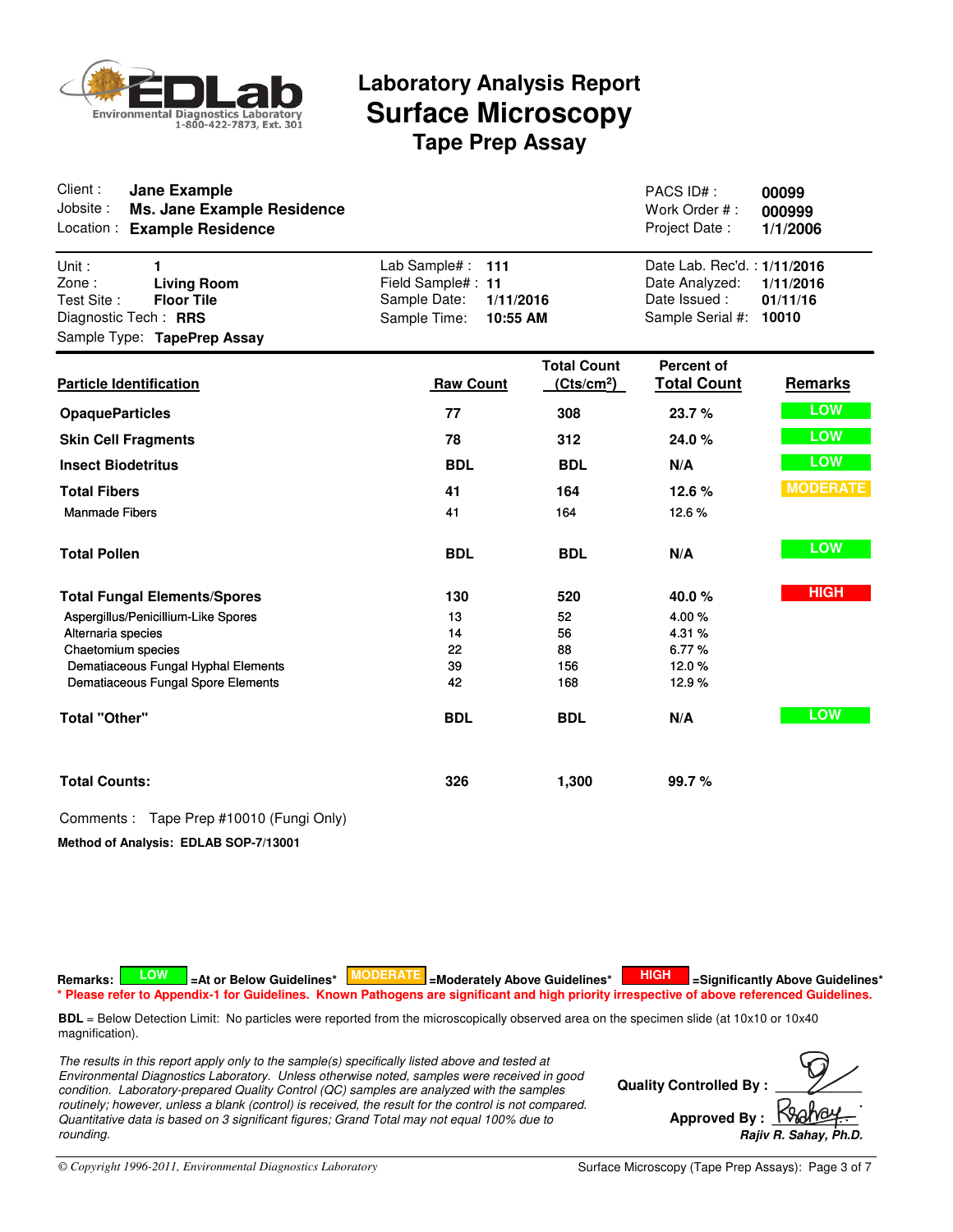**EDLab** Environmental Diagnostics Laboratory 1-800-422-7873, Ext. 301

# Laboratory Analysis Report
## Surface Microscopy
### Tape Prep Assay

| | | | |
|---|---|---|---|
| Client : | **Jane Example** | PACS ID# : | **00099** |
| Jobsite : | **Ms. Jane Example Residence** | Work Order # : | **000999** |
| Location : | **Example Residence** | Project Date : | **1/1/2006** |

| | | | | | |
|---|---|---|---|---|---|
| Unit : | **1** | Lab Sample# : | **111** | Date Lab. Rec'd. : | **1/11/2016** |
| Zone : | **Living Room** | Field Sample# : | **11** | Date Analyzed: | **1/11/2016** |
| Test Site : | **Floor Tile** | Sample Date: | **1/11/2016** | Date Issued : | **01/11/16** |
| Diagnostic Tech : | **RRS** | Sample Time: | **10:55 AM** | Sample Serial #: | **10010** |
| Sample Type: | **TapePrep Assay** | | | | |

| Particle Identification | Raw Count | Total Count (Cts/cm²) | Percent of Total Count | Remarks |
|---|---|---|---|---|
| **OpaqueParticles** | **77** | **308** | **23.7 %** | LOW |
| **Skin Cell Fragments** | **78** | **312** | **24.0 %** | LOW |
| **Insect Biodetritus** | **BDL** | **BDL** | **N/A** | LOW |
| **Total Fibers** | **41** | **164** | **12.6 %** | MODERATE |
| Manmade Fibers | 41 | 164 | 12.6 % | |
| **Total Pollen** | **BDL** | **BDL** | **N/A** | LOW |
| **Total Fungal Elements/Spores** | **130** | **520** | **40.0 %** | HIGH |
| Aspergillus/Penicillium-Like Spores | 13 | 52 | 4.00 % | |
| Alternaria species | 14 | 56 | 4.31 % | |
| Chaetomium species | 22 | 88 | 6.77 % | |
| Dematiaceous Fungal Hyphal Elements | 39 | 156 | 12.0 % | |
| Dematiaceous Fungal Spore Elements | 42 | 168 | 12.9 % | |
| **Total "Other"** | **BDL** | **BDL** | **N/A** | LOW |
| **Total Counts:** | **326** | **1,300** | **99.7 %** | |

Comments : Tape Prep #10010 (Fungi Only)

**Method of Analysis: EDLAB SOP-7/13001**

**Remarks:** LOW **=At or Below Guidelines*** MODERATE **=Moderately Above Guidelines*** HIGH **=Significantly Above Guidelines***
*** Please refer to Appendix-1 for Guidelines. Known Pathogens are significant and high priority irrespective of above referenced Guidelines.**

**BDL** = Below Detection Limit: No particles were reported from the microscopically observed area on the specimen slide (at 10x10 or 10x40 magnification).

*The results in this report apply only to the sample(s) specifically listed above and tested at Environmental Diagnostics Laboratory. Unless otherwise noted, samples were received in good condition. Laboratory-prepared Quality Control (QC) samples are analyzed with the samples routinely; however, unless a blank (control) is received, the result for the control is not compared. Quantitative data is based on 3 significant figures; Grand Total may not equal 100% due to rounding.*

**Quality Controlled By :** ____________

**Approved By :** ____________
***Rajiv R. Sahay, Ph.D.***

*© Copyright 1996-2011, Environmental Diagnostics Laboratory*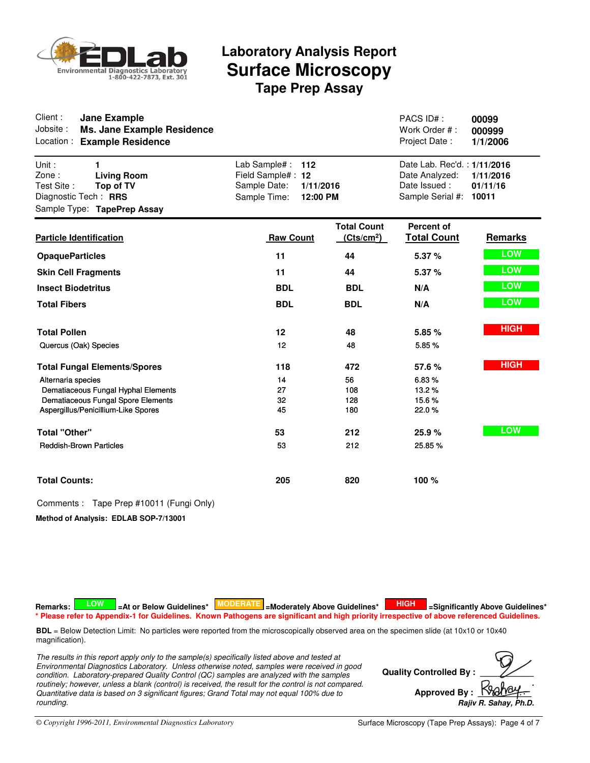EDLab
Environmental Diagnostics Laboratory
1-800-422-7873, Ext. 301

# Laboratory Analysis Report
# Surface Microscopy
## Tape Prep Assay

| | | | |
|---|---|---|---|
| Client : | **Jane Example** | PACS ID# : | **00099** |
| Jobsite : | **Ms. Jane Example Residence** | Work Order # : | **000999** |
| Location : | **Example Residence** | Project Date : | **1/1/2006** |

| | | | | | |
|---|---|---|---|---|---|
| Unit : | **1** | Lab Sample# : | **112** | Date Lab. Rec'd. : | **1/11/2016** |
| Zone : | **Living Room** | Field Sample# : | **12** | Date Analyzed: | **1/11/2016** |
| Test Site : | **Top of TV** | Sample Date: | **1/11/2016** | Date Issued : | **01/11/16** |
| Diagnostic Tech : | **RRS** | Sample Time: | **12:00 PM** | Sample Serial #: | **10011** |
| Sample Type: | **TapePrep Assay** | | | | |

| Particle Identification | Raw Count | Total Count ($Cts/cm^2$) | Percent of Total Count | Remarks |
|---|---|---|---|---|
| **OpaqueParticles** | **11** | **44** | **5.37 %** | LOW |
| **Skin Cell Fragments** | **11** | **44** | **5.37 %** | LOW |
| **Insect Biodetritus** | **BDL** | **BDL** | **N/A** | LOW |
| **Total Fibers** | **BDL** | **BDL** | **N/A** | LOW |
| **Total Pollen** | **12** | **48** | **5.85 %** | HIGH |
| Quercus (Oak) Species | 12 | 48 | 5.85 % | |
| **Total Fungal Elements/Spores** | **118** | **472** | **57.6 %** | HIGH |
| Alternaria species | 14 | 56 | 6.83 % | |
| Dematiaceous Fungal Hyphal Elements | 27 | 108 | 13.2 % | |
| Dematiaceous Fungal Spore Elements | 32 | 128 | 15.6 % | |
| Aspergillus/Penicillium-Like Spores | 45 | 180 | 22.0 % | |
| **Total "Other"** | **53** | **212** | **25.9 %** | LOW |
| Reddish-Brown Particles | 53 | 212 | 25.85 % | |
| **Total Counts:** | **205** | **820** | **100 %** | |

Comments : Tape Prep #10011 (Fungi Only)

**Method of Analysis: EDLAB SOP-7/13001**

**Remarks:** LOW =At or Below Guidelines* MODERATE =Moderately Above Guidelines* HIGH =Significantly Above Guidelines*

**\* Please refer to Appendix-1 for Guidelines. Known Pathogens are significant and high priority irrespective of above referenced Guidelines.**

**BDL** = Below Detection Limit: No particles were reported from the microscopically observed area on the specimen slide (at 10x10 or 10x40 magnification).

*The results in this report apply only to the sample(s) specifically listed above and tested at Environmental Diagnostics Laboratory. Unless otherwise noted, samples were received in good condition. Laboratory-prepared Quality Control (QC) samples are analyzed with the samples routinely; however, unless a blank (control) is received, the result for the control is not compared. Quantitative data is based on 3 significant figures; Grand Total may not equal 100% due to rounding.*

**Quality Controlled By :**

**Approved By :**
***Rajiv R. Sahay, Ph.D.***

*© Copyright 1996-2011, Environmental Diagnostics Laboratory*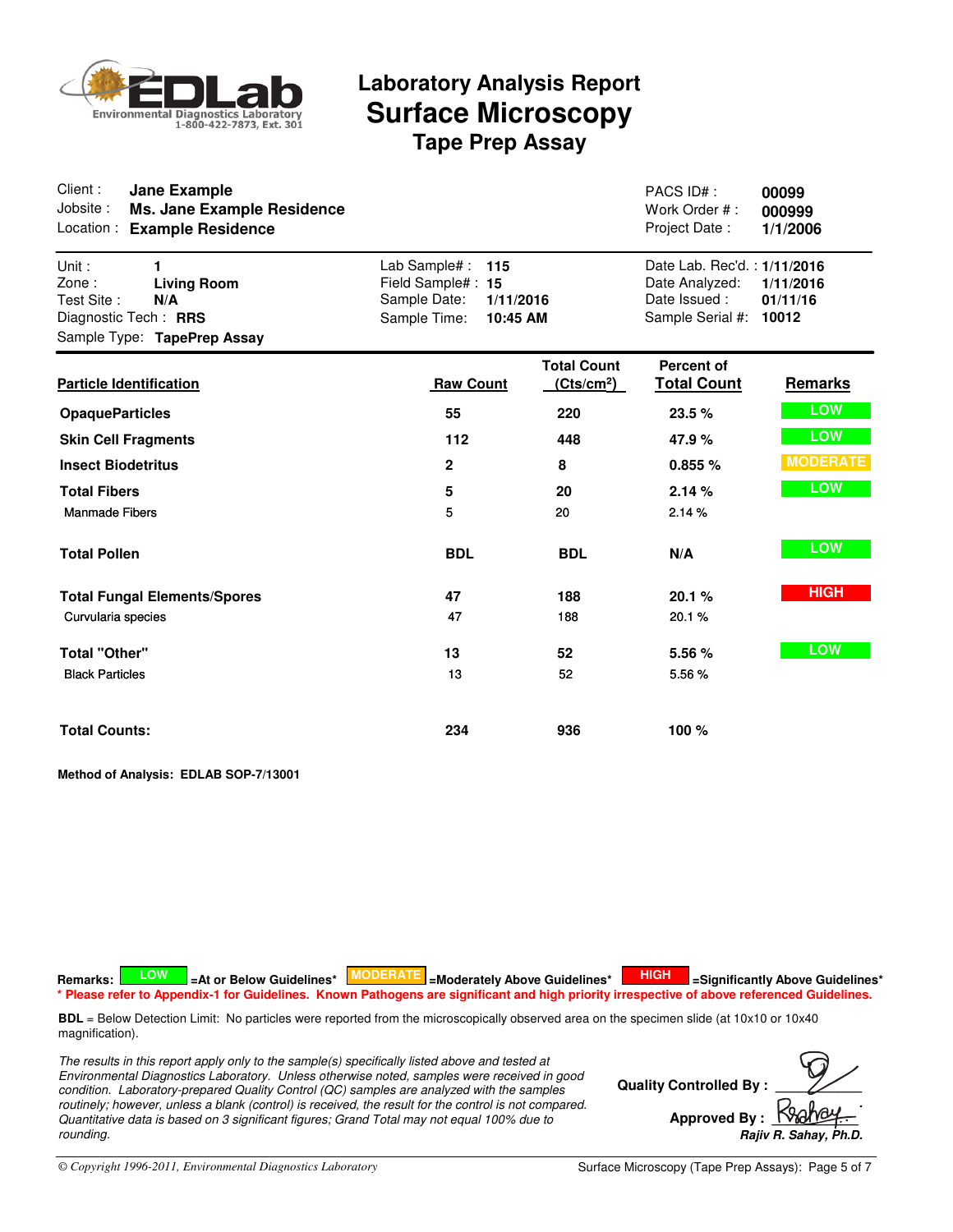# Laboratory Analysis Report

## Surface Microscopy

### Tape Prep Assay

EDLab Environmental Diagnostics Laboratory 1-800-422-7873, Ext. 301

| | | | |
|---|---|---|---|
| Client : | **Jane Example** | PACS ID# : | **00099** |
| Jobsite : | **Ms. Jane Example Residence** | Work Order # : | **000999** |
| Location : | **Example Residence** | Project Date : | **1/1/2006** |

| | | | | | |
|---|---|---|---|---|---|
| Unit : | **1** | Lab Sample# : | **115** | Date Lab. Rec'd. : | **1/11/2016** |
| Zone : | **Living Room** | Field Sample# : | **15** | Date Analyzed: | **1/11/2016** |
| Test Site : | **N/A** | Sample Date: | **1/11/2016** | Date Issued : | **01/11/16** |
| Diagnostic Tech : | **RRS** | Sample Time: | **10:45 AM** | Sample Serial #: | **10012** |
| Sample Type: | **TapePrep Assay** | | | | |

| Particle Identification | Raw Count | Total Count (Cts/cm²) | Percent of Total Count | Remarks |
|---|---|---|---|---|
| **OpaqueParticles** | **55** | **220** | **23.5 %** | LOW |
| **Skin Cell Fragments** | **112** | **448** | **47.9 %** | LOW |
| **Insect Biodetritus** | **2** | **8** | **0.855 %** | MODERATE |
| **Total Fibers** | **5** | **20** | **2.14 %** | LOW |
| Manmade Fibers | 5 | 20 | 2.14 % | |
| **Total Pollen** | **BDL** | **BDL** | **N/A** | LOW |
| **Total Fungal Elements/Spores** | **47** | **188** | **20.1 %** | HIGH |
| Curvularia species | 47 | 188 | 20.1 % | |
| **Total "Other"** | **13** | **52** | **5.56 %** | LOW |
| Black Particles | 13 | 52 | 5.56 % | |
| **Total Counts:** | **234** | **936** | **100 %** | |

**Method of Analysis: EDLAB SOP-7/13001**

**Remarks:** LOW **=At or Below Guidelines*** MODERATE **=Moderately Above Guidelines*** HIGH **=Significantly Above Guidelines***

**\* Please refer to Appendix-1 for Guidelines. Known Pathogens are significant and high priority irrespective of above referenced Guidelines.**

**BDL** = Below Detection Limit: No particles were reported from the microscopically observed area on the specimen slide (at 10x10 or 10x40 magnification).

*The results in this report apply only to the sample(s) specifically listed above and tested at Environmental Diagnostics Laboratory. Unless otherwise noted, samples were received in good condition. Laboratory-prepared Quality Control (QC) samples are analyzed with the samples routinely; however, unless a blank (control) is received, the result for the control is not compared. Quantitative data is based on 3 significant figures; Grand Total may not equal 100% due to rounding.*

**Quality Controlled By :**

**Approved By :** ***Rajiv R. Sahay, Ph.D.***

*© Copyright 1996-2011, Environmental Diagnostics Laboratory*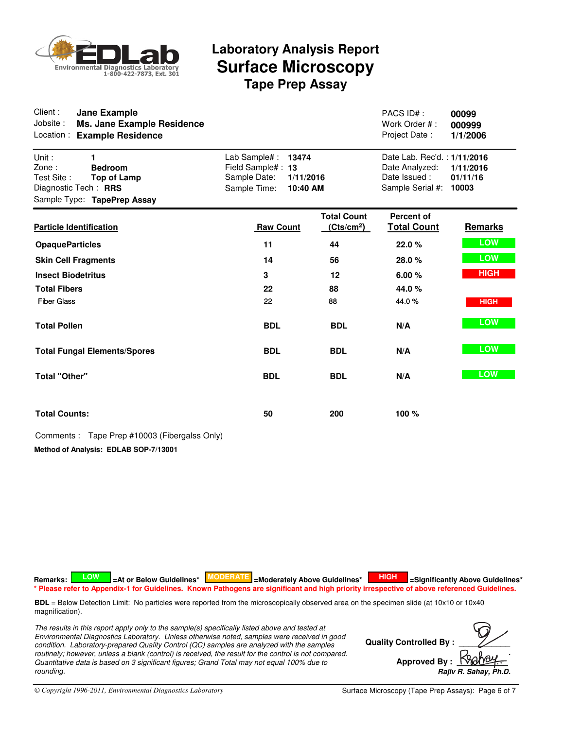EDLab Environmental Diagnostics Laboratory 1-800-422-7873, Ext. 301

# Laboratory Analysis Report
## Surface Microscopy
### Tape Prep Assay

| | | | |
|---|---|---|---|
| Client : | **Jane Example** | PACS ID# : | **00099** |
| Jobsite : | **Ms. Jane Example Residence** | Work Order # : | **000999** |
| Location : | **Example Residence** | Project Date : | **1/1/2006** |

| | | | | | |
|---|---|---|---|---|---|
| Unit : | **1** | Lab Sample# : | **13474** | Date Lab. Rec'd. : | **1/11/2016** |
| Zone : | **Bedroom** | Field Sample# : | **13** | Date Analyzed: | **1/11/2016** |
| Test Site : | **Top of Lamp** | Sample Date: | **1/11/2016** | Date Issued : | **01/11/16** |
| Diagnostic Tech : | **RRS** | Sample Time: | **10:40 AM** | Sample Serial #: | **10003** |
| Sample Type: | **TapePrep Assay** | | | | |

| Particle Identification | Raw Count | Total Count ($Cts/cm^2$) | Percent of Total Count | Remarks |
|---|---|---|---|---|
| **OpaqueParticles** | 11 | 44 | 22.0 % | LOW |
| **Skin Cell Fragments** | 14 | 56 | 28.0 % | LOW |
| **Insect Biodetritus** | 3 | 12 | 6.00 % | HIGH |
| **Total Fibers** | 22 | 88 | 44.0 % | |
| Fiber Glass | 22 | 88 | 44.0 % | HIGH |
| **Total Pollen** | BDL | BDL | N/A | LOW |
| **Total Fungal Elements/Spores** | BDL | BDL | N/A | LOW |
| **Total "Other"** | BDL | BDL | N/A | LOW |
| **Total Counts:** | 50 | 200 | 100 % | |

Comments : Tape Prep #10003 (Fibergalss Only)

**Method of Analysis: EDLAB SOP-7/13001**

**Remarks:** LOW =At or Below Guidelines* MODERATE =Moderately Above Guidelines* HIGH =Significantly Above Guidelines*
**\* Please refer to Appendix-1 for Guidelines. Known Pathogens are significant and high priority irrespective of above referenced Guidelines.**

**BDL** = Below Detection Limit: No particles were reported from the microscopically observed area on the specimen slide (at 10x10 or 10x40 magnification).

*The results in this report apply only to the sample(s) specifically listed above and tested at Environmental Diagnostics Laboratory. Unless otherwise noted, samples were received in good condition. Laboratory-prepared Quality Control (QC) samples are analyzed with the samples routinely; however, unless a blank (control) is received, the result for the control is not compared. Quantitative data is based on 3 significant figures; Grand Total may not equal 100% due to rounding.*

**Quality Controlled By :**

**Approved By :** *Rajiv R. Sahay, Ph.D.*

*© Copyright 1996-2011, Environmental Diagnostics Laboratory*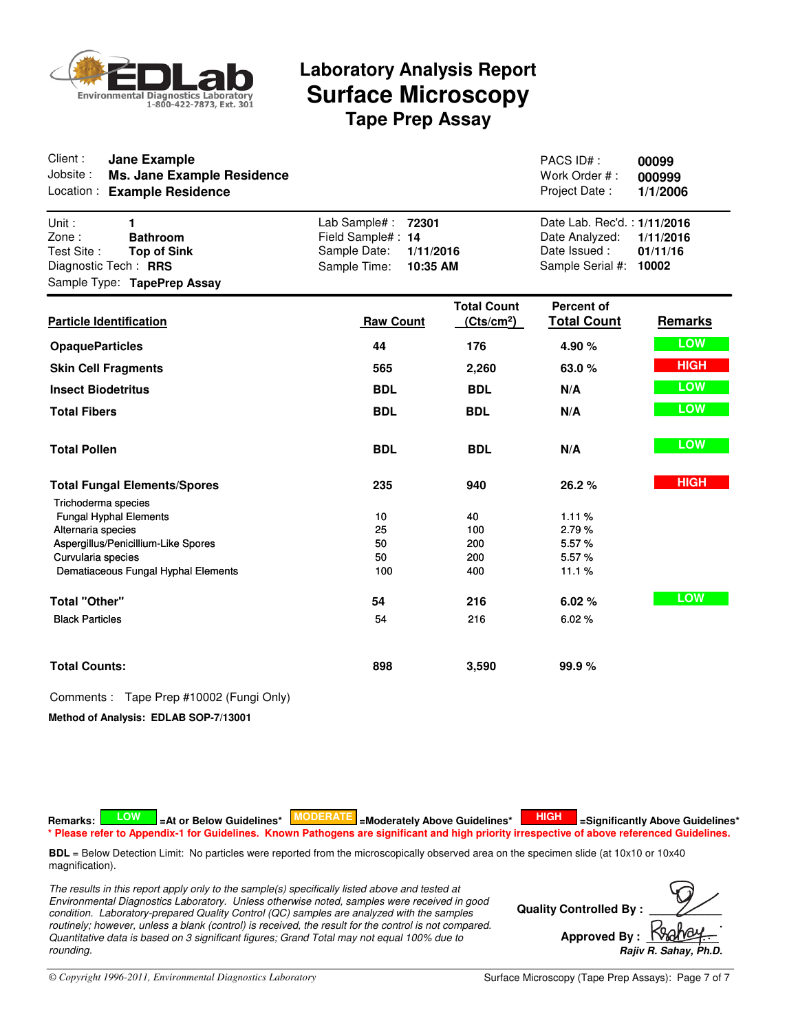EDLab Environmental Diagnostics Laboratory 1-800-422-7873, Ext. 301

# Laboratory Analysis Report
## Surface Microscopy
### Tape Prep Assay

| | | | |
|---|---|---|---|
| Client : | **Jane Example** | PACS ID# : | **00099** |
| Jobsite : | **Ms. Jane Example Residence** | Work Order # : | **000999** |
| Location : | **Example Residence** | Project Date : | **1/1/2006** |

| | | | | | |
|---|---|---|---|---|---|
| Unit : | **1** | Lab Sample# : | **72301** | Date Lab. Rec'd. : | **1/11/2016** |
| Zone : | **Bathroom** | Field Sample# : | **14** | Date Analyzed: | **1/11/2016** |
| Test Site : | **Top of Sink** | Sample Date: | **1/11/2016** | Date Issued : | **01/11/16** |
| Diagnostic Tech : | **RRS** | Sample Time: | **10:35 AM** | Sample Serial #: | **10002** |
| Sample Type: | **TapePrep Assay** | | | | |

| Particle Identification | Raw Count | Total Count ($Cts/cm^2$) | Percent of Total Count | Remarks |
|---|---|---|---|---|
| **OpaqueParticles** | **44** | **176** | **4.90 %** | LOW |
| **Skin Cell Fragments** | **565** | **2,260** | **63.0 %** | HIGH |
| **Insect Biodetritus** | **BDL** | **BDL** | **N/A** | LOW |
| **Total Fibers** | **BDL** | **BDL** | **N/A** | LOW |
| **Total Pollen** | **BDL** | **BDL** | **N/A** | LOW |
| **Total Fungal Elements/Spores** | **235** | **940** | **26.2 %** | HIGH |
| Trichoderma species | | | | |
| Fungal Hyphal Elements | 10 | 40 | 1.11 % | |
| Alternaria species | 25 | 100 | 2.79 % | |
| Aspergillus/Penicillium-Like Spores | 50 | 200 | 5.57 % | |
| Curvularia species | 50 | 200 | 5.57 % | |
| Dematiaceous Fungal Hyphal Elements | 100 | 400 | 11.1 % | |
| **Total "Other"** | **54** | **216** | **6.02 %** | LOW |
| Black Particles | 54 | 216 | 6.02 % | |
| **Total Counts:** | **898** | **3,590** | **99.9 %** | |

Comments : Tape Prep #10002 (Fungi Only)

**Method of Analysis: EDLAB SOP-7/13001**

**Remarks:** LOW =At or Below Guidelines* MODERATE =Moderately Above Guidelines* HIGH =Significantly Above Guidelines*

*** Please refer to Appendix-1 for Guidelines. Known Pathogens are significant and high priority irrespective of above referenced Guidelines.**

**BDL** = Below Detection Limit: No particles were reported from the microscopically observed area on the specimen slide (at 10x10 or 10x40 magnification).

*The results in this report apply only to the sample(s) specifically listed above and tested at Environmental Diagnostics Laboratory. Unless otherwise noted, samples were received in good condition. Laboratory-prepared Quality Control (QC) samples are analyzed with the samples routinely; however, unless a blank (control) is received, the result for the control is not compared. Quantitative data is based on 3 significant figures; Grand Total may not equal 100% due to rounding.*

**Quality Controlled By :**

**Approved By :** *Rajiv R. Sahay, Ph.D.*

© Copyright 1996-2011, Environmental Diagnostics Laboratory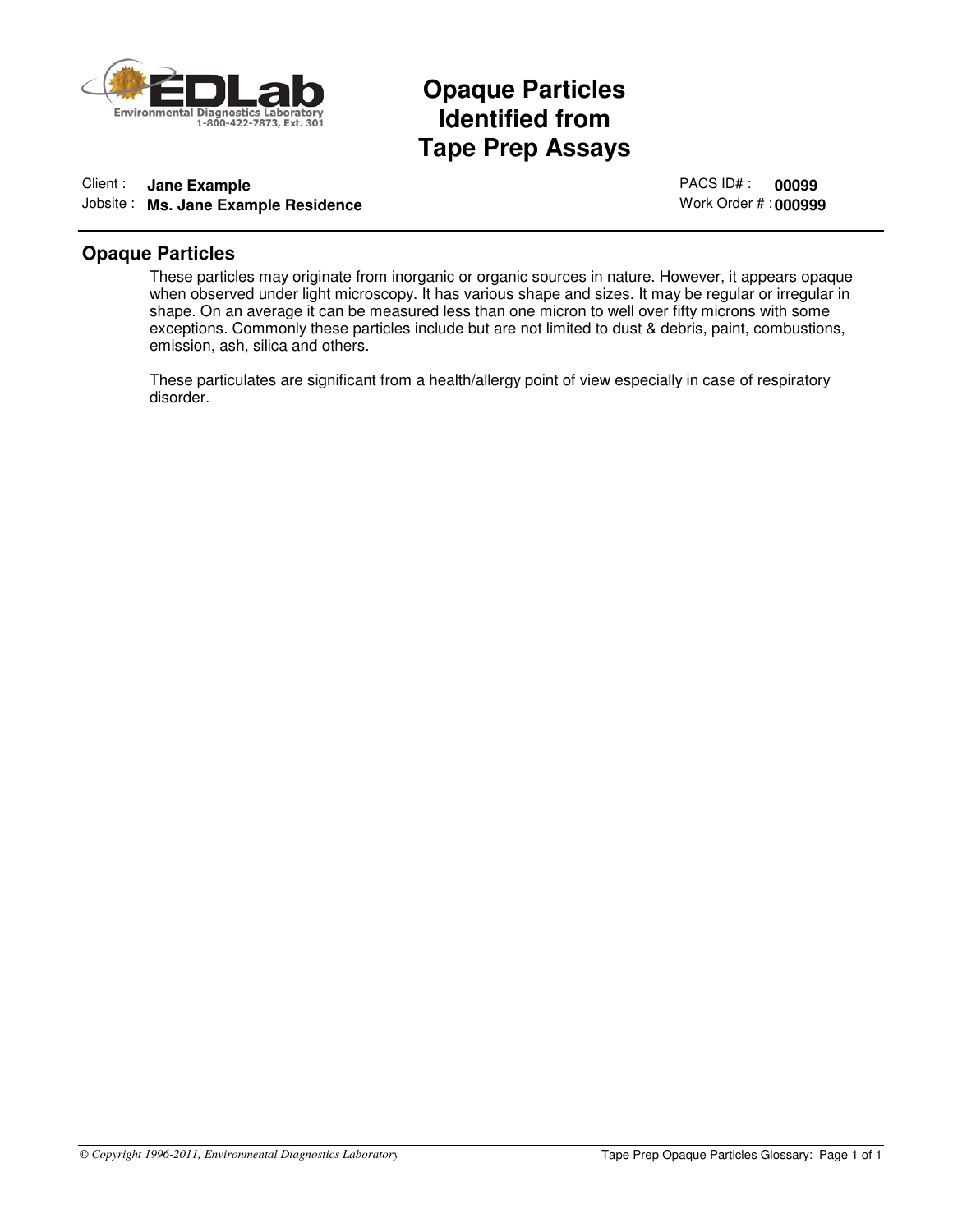# Opaque Particles Identified from Tape Prep Assays

Client : **Jane Example**
Jobsite : **Ms. Jane Example Residence**

PACS ID# : **00099**
Work Order # : **000999**

## Opaque Particles

These particles may originate from inorganic or organic sources in nature. However, it appears opaque when observed under light microscopy. It has various shape and sizes. It may be regular or irregular in shape. On an average it can be measured less than one micron to well over fifty microns with some exceptions. Commonly these particles include but are not limited to dust & debris, paint, combustions, emission, ash, silica and others.

These particulates are significant from a health/allergy point of view especially in case of respiratory disorder.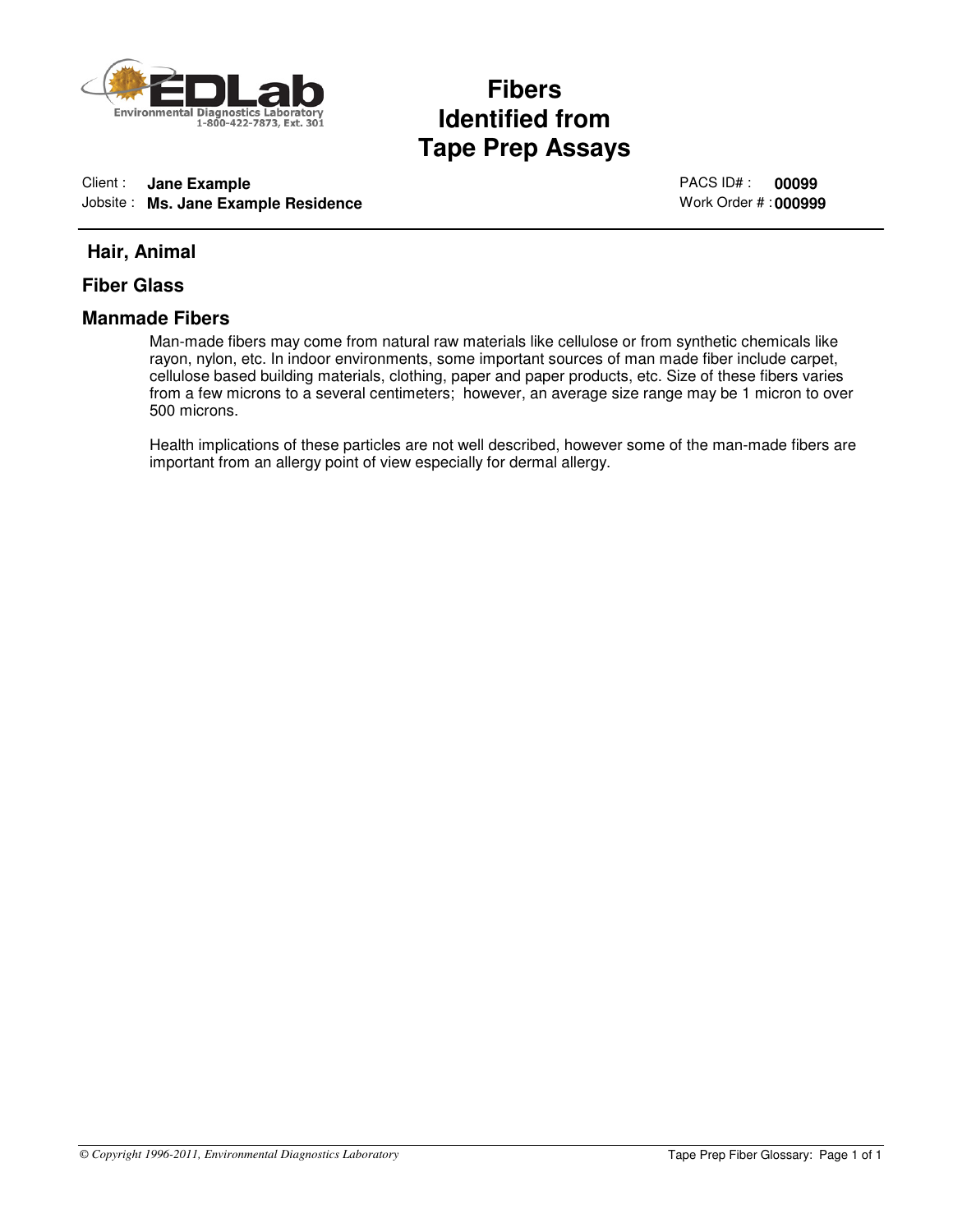EDLab
Environmental Diagnostics Laboratory
1-800-422-7873, Ext. 301

# Fibers Identified from Tape Prep Assays

Client : **Jane Example**
Jobsite : **Ms. Jane Example Residence**

PACS ID# : **00099**
Work Order # : **000999**

## Hair, Animal

## Fiber Glass

## Manmade Fibers

Man-made fibers may come from natural raw materials like cellulose or from synthetic chemicals like rayon, nylon, etc. In indoor environments, some important sources of man made fiber include carpet, cellulose based building materials, clothing, paper and paper products, etc. Size of these fibers varies from a few microns to a several centimeters; however, an average size range may be 1 micron to over 500 microns.

Health implications of these particles are not well described, however some of the man-made fibers are important from an allergy point of view especially for dermal allergy.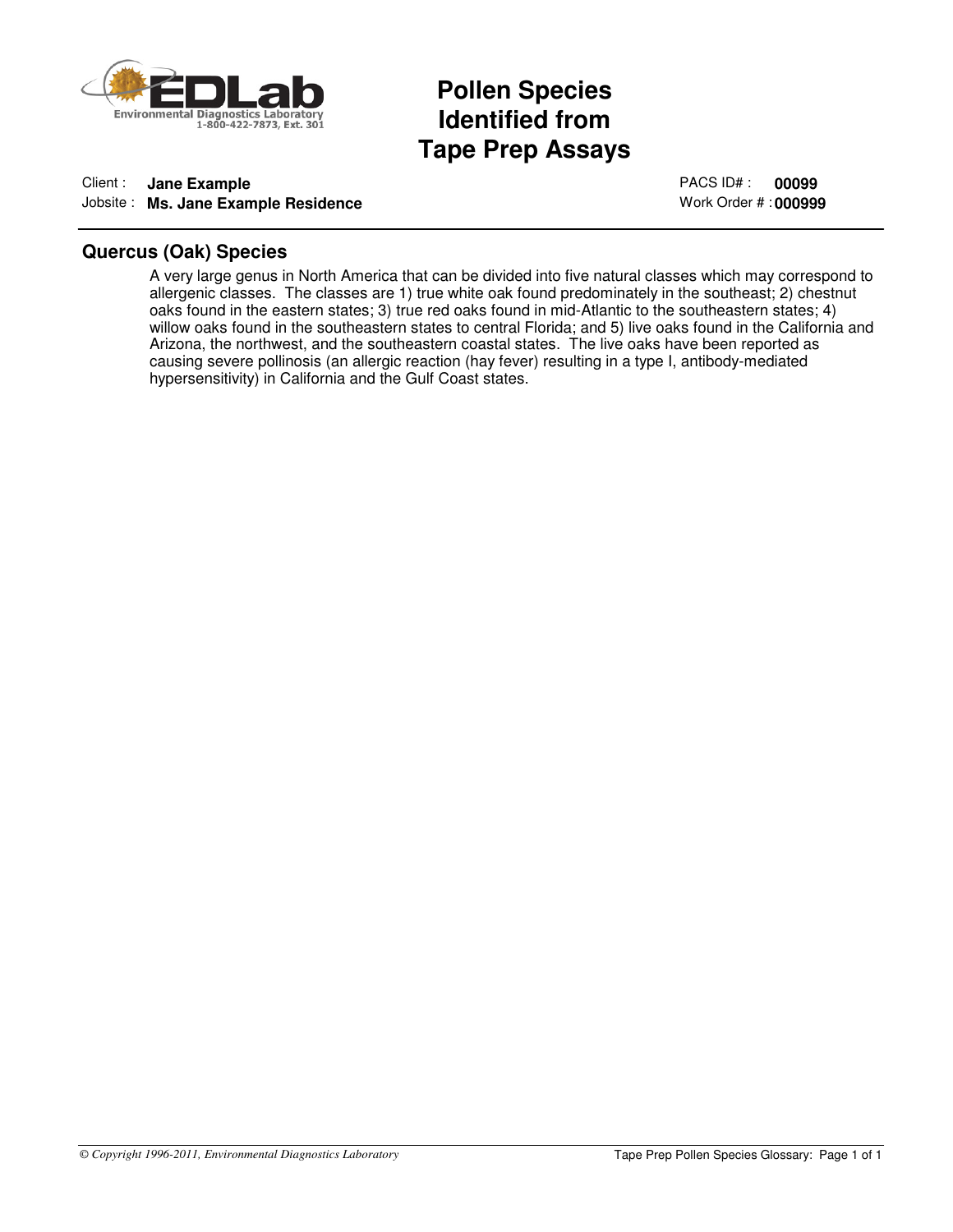# Pollen Species Identified from Tape Prep Assays

Client : **Jane Example**
Jobsite : **Ms. Jane Example Residence**

PACS ID# : **00099**
Work Order # : **000999**

## Quercus (Oak) Species

A very large genus in North America that can be divided into five natural classes which may correspond to allergenic classes. The classes are 1) true white oak found predominately in the southeast; 2) chestnut oaks found in the eastern states; 3) true red oaks found in mid-Atlantic to the southeastern states; 4) willow oaks found in the southeastern states to central Florida; and 5) live oaks found in the California and Arizona, the northwest, and the southeastern coastal states. The live oaks have been reported as causing severe pollinosis (an allergic reaction (hay fever) resulting in a type I, antibody-mediated hypersensitivity) in California and the Gulf Coast states.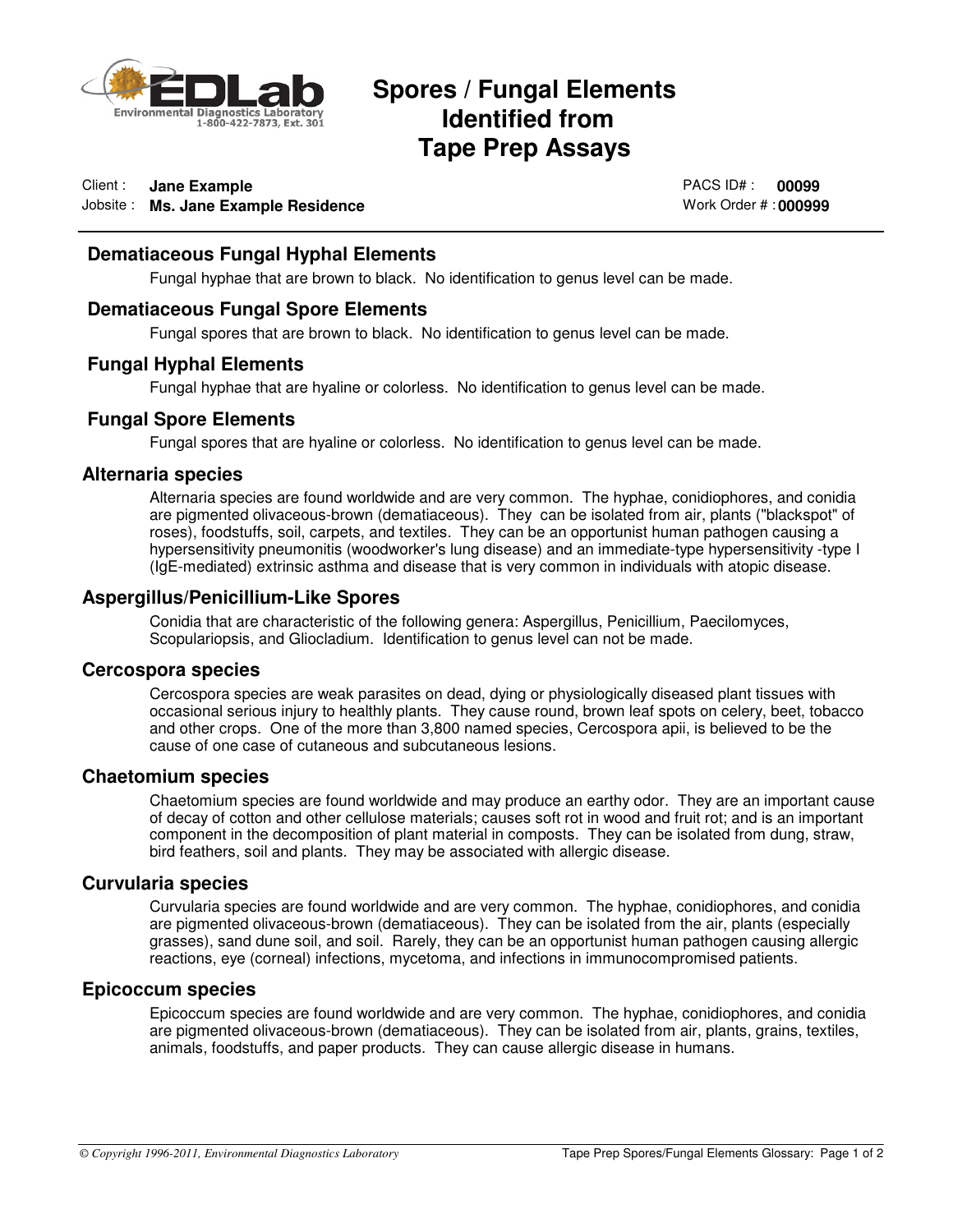# Spores / Fungal Elements Identified from Tape Prep Assays

Client : **Jane Example**
Jobsite : **Ms. Jane Example Residence**

PACS ID# : **00099**
Work Order # : **000999**

## Dematiaceous Fungal Hyphal Elements

Fungal hyphae that are brown to black. No identification to genus level can be made.

## Dematiaceous Fungal Spore Elements

Fungal spores that are brown to black. No identification to genus level can be made.

## Fungal Hyphal Elements

Fungal hyphae that are hyaline or colorless. No identification to genus level can be made.

## Fungal Spore Elements

Fungal spores that are hyaline or colorless. No identification to genus level can be made.

## Alternaria species

Alternaria species are found worldwide and are very common. The hyphae, conidiophores, and conidia are pigmented olivaceous-brown (dematiaceous). They can be isolated from air, plants ("blackspot" of roses), foodstuffs, soil, carpets, and textiles. They can be an opportunist human pathogen causing a hypersensitivity pneumonitis (woodworker's lung disease) and an immediate-type hypersensitivity -type I (IgE-mediated) extrinsic asthma and disease that is very common in individuals with atopic disease.

## Aspergillus/Penicillium-Like Spores

Conidia that are characteristic of the following genera: Aspergillus, Penicillium, Paecilomyces, Scopulariopsis, and Gliocladium. Identification to genus level can not be made.

## Cercospora species

Cercospora species are weak parasites on dead, dying or physiologically diseased plant tissues with occasional serious injury to healthly plants. They cause round, brown leaf spots on celery, beet, tobacco and other crops. One of the more than 3,800 named species, Cercospora apii, is believed to be the cause of one case of cutaneous and subcutaneous lesions.

## Chaetomium species

Chaetomium species are found worldwide and may produce an earthy odor. They are an important cause of decay of cotton and other cellulose materials; causes soft rot in wood and fruit rot; and is an important component in the decomposition of plant material in composts. They can be isolated from dung, straw, bird feathers, soil and plants. They may be associated with allergic disease.

## Curvularia species

Curvularia species are found worldwide and are very common. The hyphae, conidiophores, and conidia are pigmented olivaceous-brown (dematiaceous). They can be isolated from the air, plants (especially grasses), sand dune soil, and soil. Rarely, they can be an opportunist human pathogen causing allergic reactions, eye (corneal) infections, mycetoma, and infections in immunocompromised patients.

## Epicoccum species

Epicoccum species are found worldwide and are very common. The hyphae, conidiophores, and conidia are pigmented olivaceous-brown (dematiaceous). They can be isolated from air, plants, grains, textiles, animals, foodstuffs, and paper products. They can cause allergic disease in humans.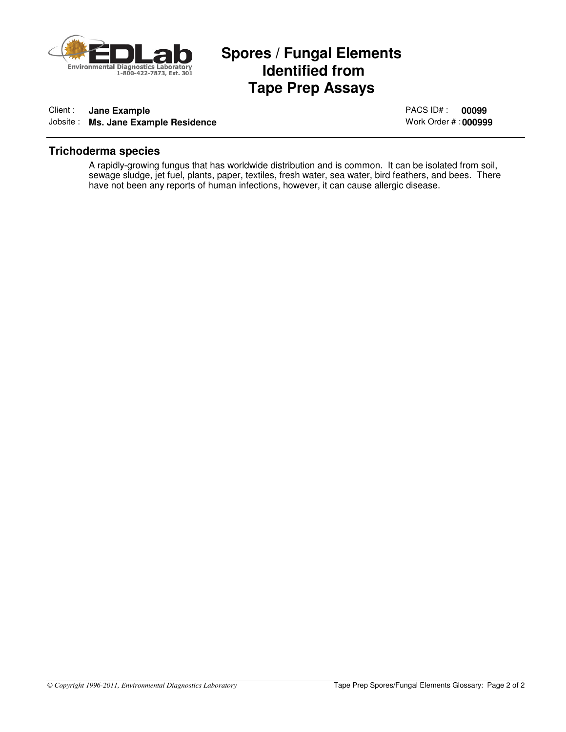# Spores / Fungal Elements Identified from Tape Prep Assays

Client : **Jane Example**
Jobsite : **Ms. Jane Example Residence**

PACS ID# : **00099**
Work Order # : **000999**

## Trichoderma species

A rapidly-growing fungus that has worldwide distribution and is common. It can be isolated from soil, sewage sludge, jet fuel, plants, paper, textiles, fresh water, sea water, bird feathers, and bees. There have not been any reports of human infections, however, it can cause allergic disease.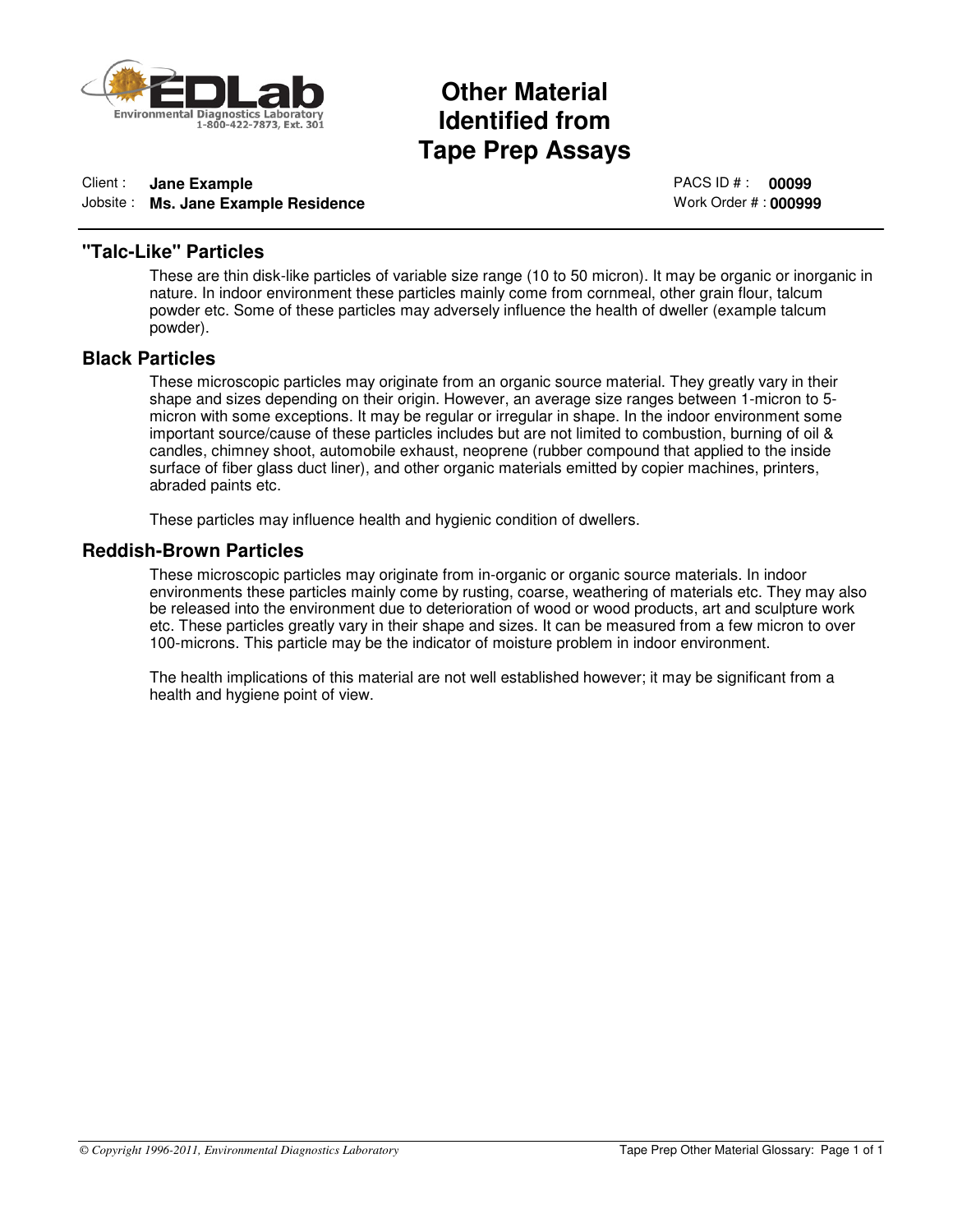# Other Material Identified from Tape Prep Assays

Client : **Jane Example**
Jobsite : **Ms. Jane Example Residence**

PACS ID # : **00099**
Work Order # : **000999**

## "Talc-Like" Particles

These are thin disk-like particles of variable size range (10 to 50 micron). It may be organic or inorganic in nature. In indoor environment these particles mainly come from cornmeal, other grain flour, talcum powder etc. Some of these particles may adversely influence the health of dweller (example talcum powder).

## Black Particles

These microscopic particles may originate from an organic source material. They greatly vary in their shape and sizes depending on their origin. However, an average size ranges between 1-micron to 5-micron with some exceptions. It may be regular or irregular in shape. In the indoor environment some important source/cause of these particles includes but are not limited to combustion, burning of oil & candles, chimney shoot, automobile exhaust, neoprene (rubber compound that applied to the inside surface of fiber glass duct liner), and other organic materials emitted by copier machines, printers, abraded paints etc.

These particles may influence health and hygienic condition of dwellers.

## Reddish-Brown Particles

These microscopic particles may originate from in-organic or organic source materials. In indoor environments these particles mainly come by rusting, coarse, weathering of materials etc. They may also be released into the environment due to deterioration of wood or wood products, art and sculpture work etc. These particles greatly vary in their shape and sizes. It can be measured from a few micron to over 100-microns. This particle may be the indicator of moisture problem in indoor environment.

The health implications of this material are not well established however; it may be significant from a health and hygiene point of view.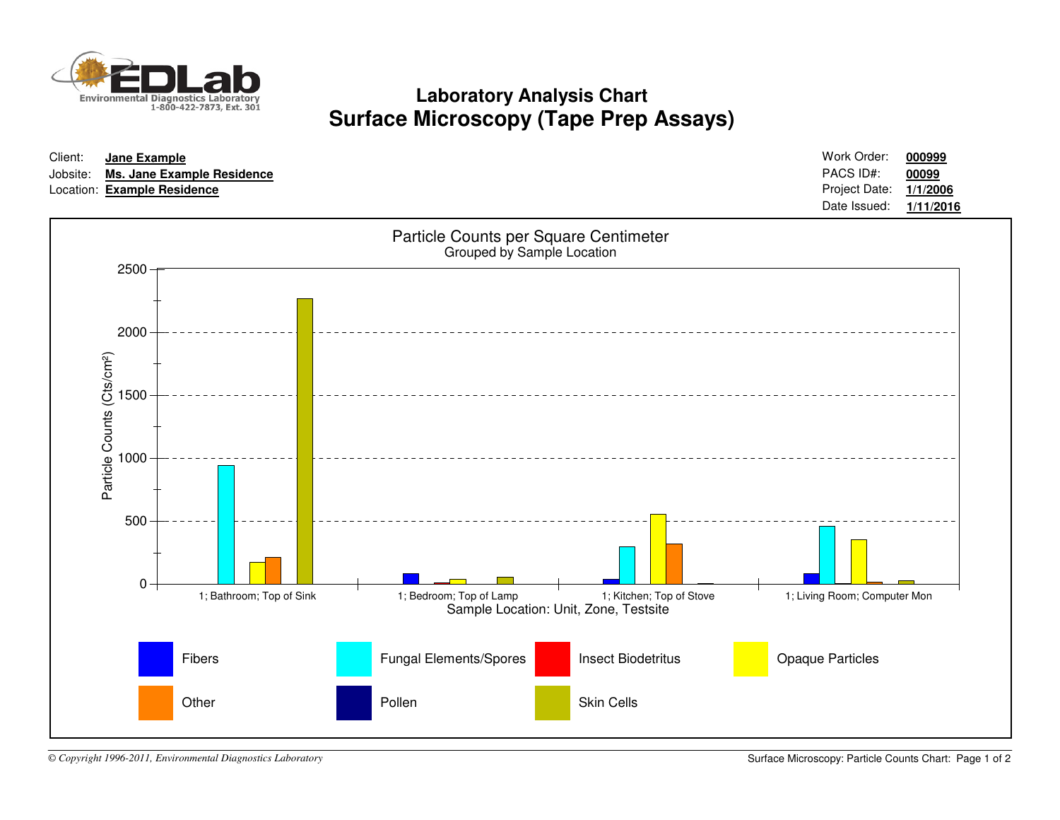EDLab
Environmental Diagnostics Laboratory
1-800-422-7873, Ext. 301

# Laboratory Analysis Chart
# Surface Microscopy (Tape Prep Assays)

Client: **Jane Example**
Jobsite: **Ms. Jane Example Residence**
Location: **Example Residence**

Work Order: **000999**
PACS ID#: **00099**
Project Date: **1/1/2006**
Date Issued: **1/11/2016**

Particle Counts per Square Centimeter
Grouped by Sample Location

Particle Counts (Cts/cm²)

2500
2000
1500
1000
500
0

1; Bathroom; Top of Sink
1; Bedroom; Top of Lamp
1; Kitchen; Top of Stove
1; Living Room; Computer Mon

Sample Location: Unit, Zone, Testsite

Fibers
Fungal Elements/Spores
Insect Biodetritus
Opaque Particles
Other
Pollen
Skin Cells

*© Copyright 1996-2011, Environmental Diagnostics Laboratory*

Surface Microscopy: Particle Counts Chart: Page 1 of 2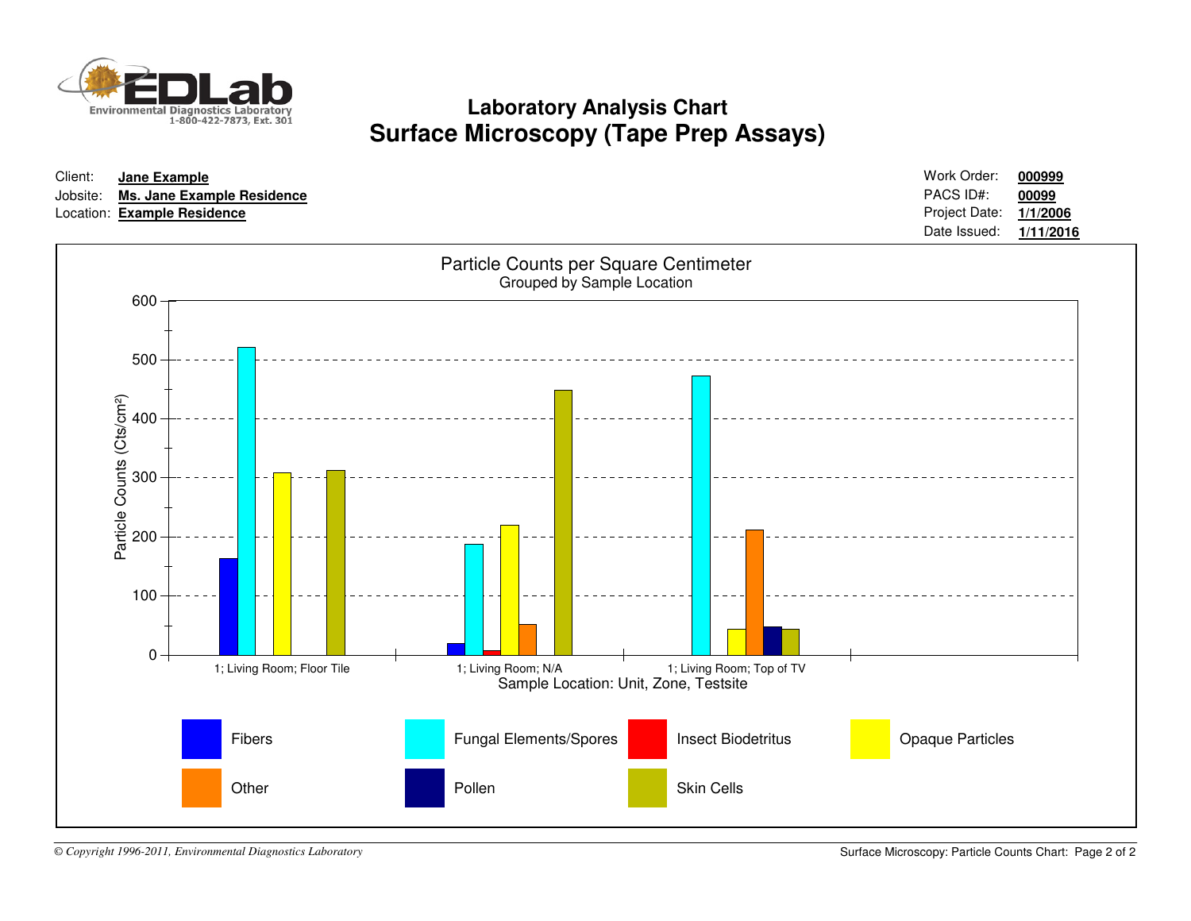# Laboratory Analysis Chart

## Surface Microscopy (Tape Prep Assays)

Client: **Jane Example**
Jobsite: **Ms. Jane Example Residence**
Location: **Example Residence**

Work Order: **000999**
PACS ID#: **00099**
Project Date: **1/1/2006**
Date Issued: **1/11/2016**

Particle Counts per Square Centimeter

Grouped by Sample Location

Particle Counts (Cts/cm²)

600, 500, 400, 300, 200, 100, 0

1; Living Room; Floor Tile — 1; Living Room; N/A — 1; Living Room; Top of TV

Sample Location: Unit, Zone, Testsite

Fibers — Fungal Elements/Spores — Insect Biodetritus — Opaque Particles — Other — Pollen — Skin Cells

*© Copyright 1996-2011, Environmental Diagnostics Laboratory*

Surface Microscopy: Particle Counts Chart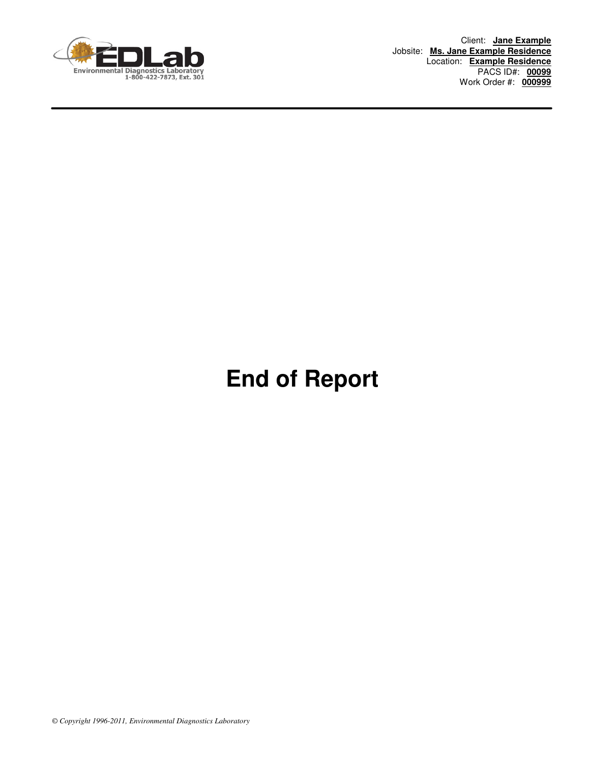Client: **Jane Example**
Jobsite: **Ms. Jane Example Residence**
Location: **Example Residence**
PACS ID#: **00099**
Work Order #: **000999**

# End of Report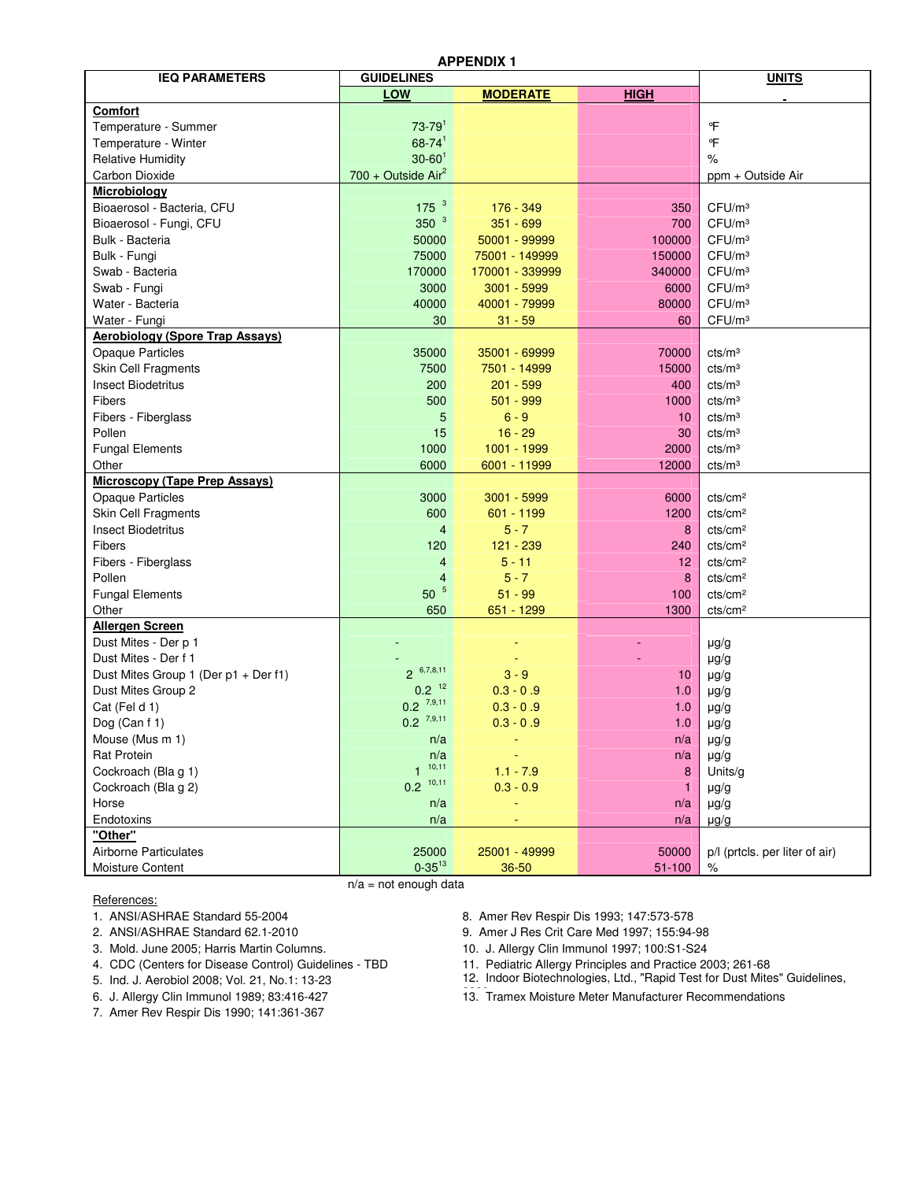## APPENDIX 1

| IEQ PARAMETERS | GUIDELINES | | | UNITS |
|---|---|---|---|---|
| | LOW | MODERATE | HIGH | |
| **Comfort** | | | | |
| Temperature - Summer | 73-79[1] | | | °F |
| Temperature - Winter | 68-74[1] | | | °F |
| Relative Humidity | 30-60[1] | | | % |
| Carbon Dioxide | 700 + Outside Air[2] | | | ppm + Outside Air |
| **Microbiology** | | | | |
| Bioaerosol - Bacteria, CFU | 175 [3] | 176 - 349 | 350 | CFU/m³ |
| Bioaerosol - Fungi, CFU | 350 [3] | 351 - 699 | 700 | CFU/m³ |
| Bulk - Bacteria | 50000 | 50001 - 99999 | 100000 | CFU/m³ |
| Bulk - Fungi | 75000 | 75001 - 149999 | 150000 | CFU/m³ |
| Swab - Bacteria | 170000 | 170001 - 339999 | 340000 | CFU/m³ |
| Swab - Fungi | 3000 | 3001 - 5999 | 6000 | CFU/m³ |
| Water - Bacteria | 40000 | 40001 - 79999 | 80000 | CFU/m³ |
| Water - Fungi | 30 | 31 - 59 | 60 | CFU/m³ |
| **Aerobiology (Spore Trap Assays)** | | | | |
| Opaque Particles | 35000 | 35001 - 69999 | 70000 | cts/m³ |
| Skin Cell Fragments | 7500 | 7501 - 14999 | 15000 | cts/m³ |
| Insect Biodetritus | 200 | 201 - 599 | 400 | cts/m³ |
| Fibers | 500 | 501 - 999 | 1000 | cts/m³ |
| Fibers - Fiberglass | 5 | 6 - 9 | 10 | cts/m³ |
| Pollen | 15 | 16 - 29 | 30 | cts/m³ |
| Fungal Elements | 1000 | 1001 - 1999 | 2000 | cts/m³ |
| Other | 6000 | 6001 - 11999 | 12000 | cts/m³ |
| **Microscopy (Tape Prep Assays)** | | | | |
| Opaque Particles | 3000 | 3001 - 5999 | 6000 | cts/cm² |
| Skin Cell Fragments | 600 | 601 - 1199 | 1200 | cts/cm² |
| Insect Biodetritus | 4 | 5 - 7 | 8 | cts/cm² |
| Fibers | 120 | 121 - 239 | 240 | cts/cm² |
| Fibers - Fiberglass | 4 | 5 - 11 | 12 | cts/cm² |
| Pollen | 4 | 5 - 7 | 8 | cts/cm² |
| Fungal Elements | 50 [5] | 51 - 99 | 100 | cts/cm² |
| Other | 650 | 651 - 1299 | 1300 | cts/cm² |
| **Allergen Screen** | | | | |
| Dust Mites - Der p 1 | - | - | - | µg/g |
| Dust Mites - Der f 1 | - | - | - | µg/g |
| Dust Mites Group 1 (Der p1 + Der f1) | 2 [6,7,8,11] | 3 - 9 | 10 | µg/g |
| Dust Mites Group 2 | 0.2 [12] | 0.3 - 0 .9 | 1.0 | µg/g |
| Cat (Fel d 1) | 0.2 [7,9,11] | 0.3 - 0 .9 | 1.0 | µg/g |
| Dog (Can f 1) | 0.2 [7,9,11] | 0.3 - 0 .9 | 1.0 | µg/g |
| Mouse (Mus m 1) | n/a | - | n/a | µg/g |
| Rat Protein | n/a | - | n/a | µg/g |
| Cockroach (Bla g 1) | 1 [10,11] | 1.1 - 7.9 | 8 | Units/g |
| Cockroach (Bla g 2) | 0.2 [10,11] | 0.3 - 0.9 | 1 | µg/g |
| Horse | n/a | - | n/a | µg/g |
| Endotoxins | n/a | - | n/a | µg/g |
| **"Other"** | | | | |
| Airborne Particulates | 25000 | 25001 - 49999 | 50000 | p/l (prtcls. per liter of air) |
| Moisture Content | 0-35[13] | 36-50 | 51-100 | % |

n/a = not enough data

References:

1. ANSI/ASHRAE Standard 55-2004
2. ANSI/ASHRAE Standard 62.1-2010
3. Mold. June 2005; Harris Martin Columns.
4. CDC (Centers for Disease Control) Guidelines - TBD
5. Ind. J. Aerobiol 2008; Vol. 21, No.1: 13-23
6. J. Allergy Clin Immunol 1989; 83:416-427
7. Amer Rev Respir Dis 1990; 141:361-367
8. Amer Rev Respir Dis 1993; 147:573-578
9. Amer J Res Crit Care Med 1997; 155:94-98
10. J. Allergy Clin Immunol 1997; 100:S1-S24
11. Pediatric Allergy Principles and Practice 2003; 261-68
12. Indoor Biotechnologies, Ltd., "Rapid Test for Dust Mites" Guidelines,
13. Tramex Moisture Meter Manufacturer Recommendations